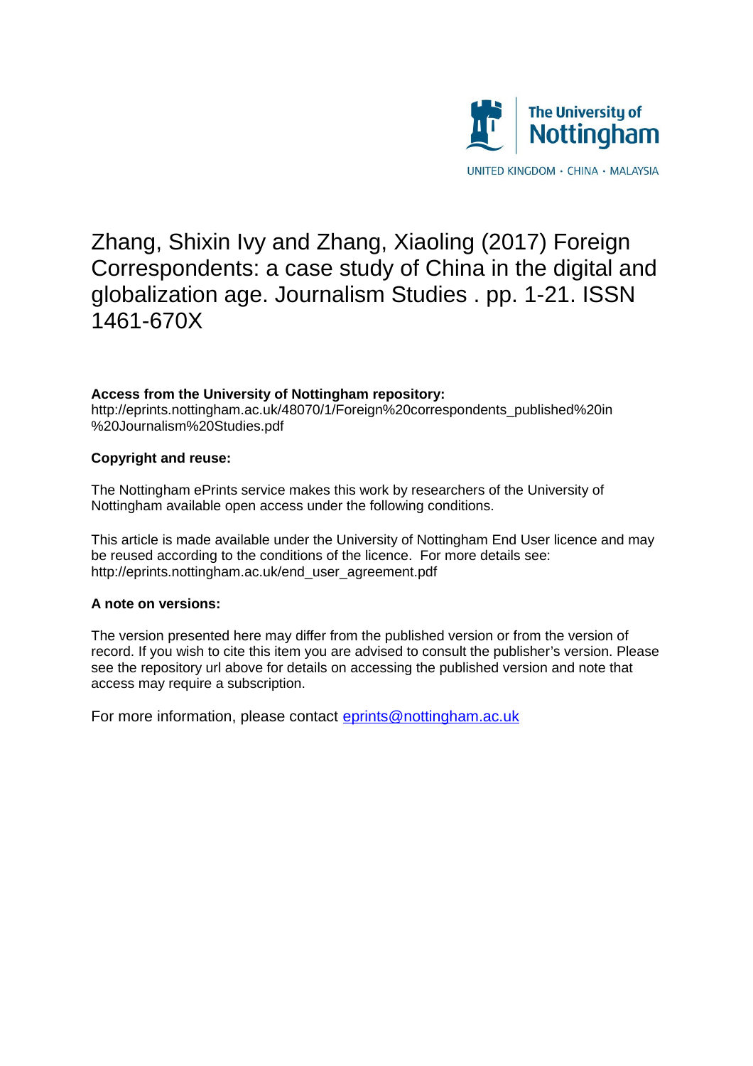The University of Nottingham

UNITED KINGDOM · CHINA · MALAYSIA

Zhang, Shixin Ivy and Zhang, Xiaoling (2017) Foreign Correspondents: a case study of China in the digital and globalization age. Journalism Studies . pp. 1-21. ISSN 1461-670X

**Access from the University of Nottingham repository:**
http://eprints.nottingham.ac.uk/48070/1/Foreign%20correspondents_published%20in%20Journalism%20Studies.pdf

**Copyright and reuse:**

The Nottingham ePrints service makes this work by researchers of the University of Nottingham available open access under the following conditions.

This article is made available under the University of Nottingham End User licence and may be reused according to the conditions of the licence. For more details see: http://eprints.nottingham.ac.uk/end_user_agreement.pdf

**A note on versions:**

The version presented here may differ from the published version or from the version of record. If you wish to cite this item you are advised to consult the publisher's version. Please see the repository url above for details on accessing the published version and note that access may require a subscription.

For more information, please contact eprints@nottingham.ac.uk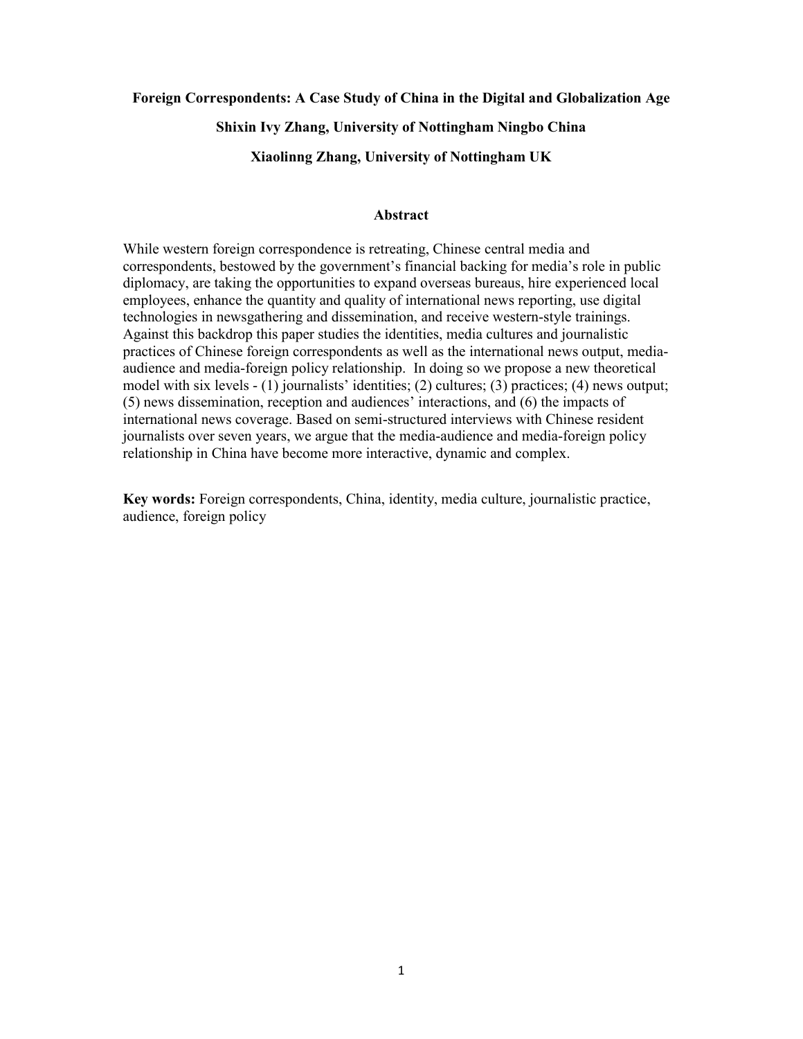**Foreign Correspondents: A Case Study of China in the Digital and Globalization Age**

**Shixin Ivy Zhang, University of Nottingham Ningbo China**

**Xiaolinng Zhang, University of Nottingham UK**

## Abstract

While western foreign correspondence is retreating, Chinese central media and correspondents, bestowed by the government's financial backing for media's role in public diplomacy, are taking the opportunities to expand overseas bureaus, hire experienced local employees, enhance the quantity and quality of international news reporting, use digital technologies in newsgathering and dissemination, and receive western-style trainings. Against this backdrop this paper studies the identities, media cultures and journalistic practices of Chinese foreign correspondents as well as the international news output, media-audience and media-foreign policy relationship. In doing so we propose a new theoretical model with six levels - (1) journalists' identities; (2) cultures; (3) practices; (4) news output; (5) news dissemination, reception and audiences' interactions, and (6) the impacts of international news coverage. Based on semi-structured interviews with Chinese resident journalists over seven years, we argue that the media-audience and media-foreign policy relationship in China have become more interactive, dynamic and complex.

**Key words:** Foreign correspondents, China, identity, media culture, journalistic practice, audience, foreign policy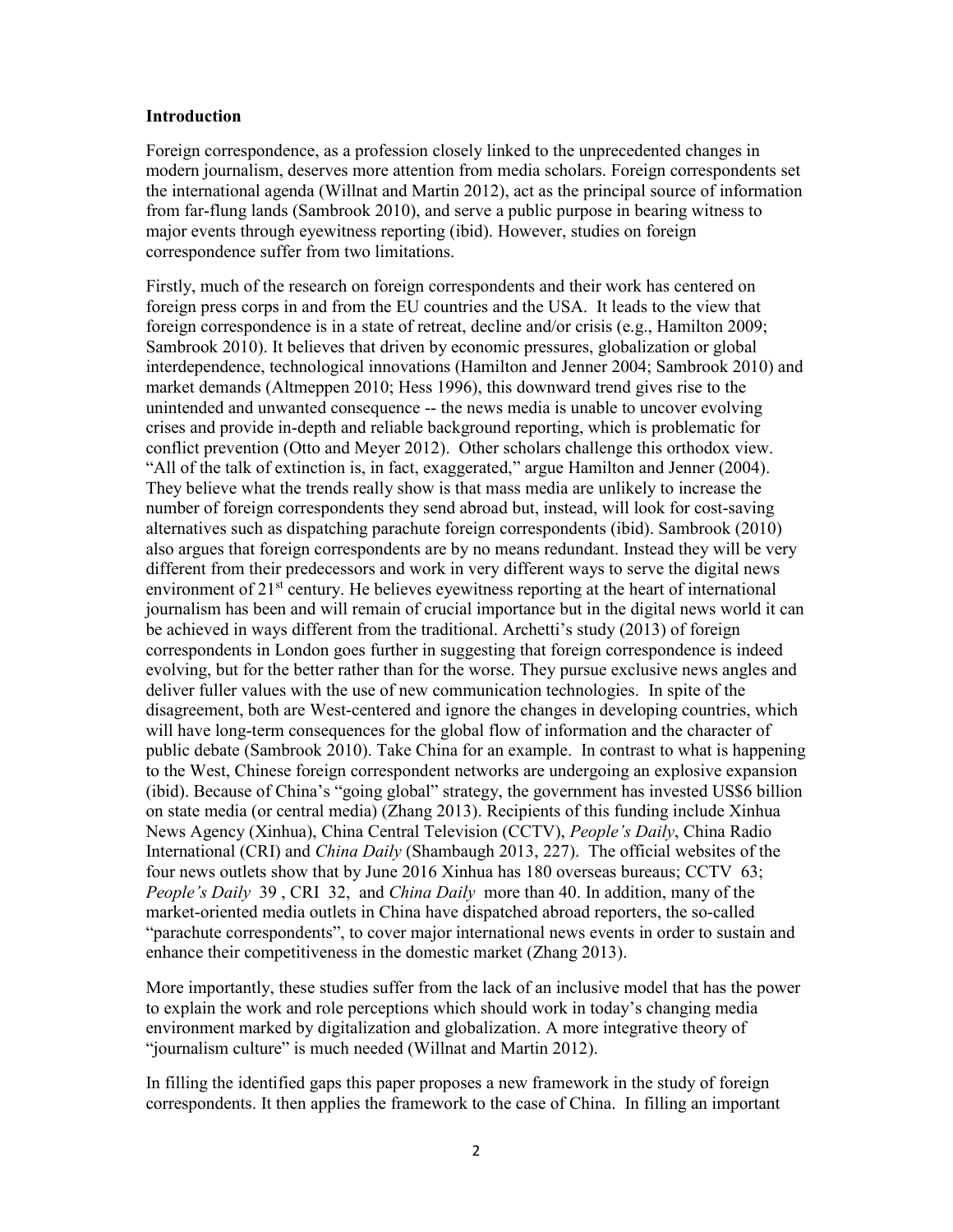**Introduction**

Foreign correspondence, as a profession closely linked to the unprecedented changes in modern journalism, deserves more attention from media scholars. Foreign correspondents set the international agenda (Willnat and Martin 2012), act as the principal source of information from far-flung lands (Sambrook 2010), and serve a public purpose in bearing witness to major events through eyewitness reporting (ibid). However, studies on foreign correspondence suffer from two limitations.

Firstly, much of the research on foreign correspondents and their work has centered on foreign press corps in and from the EU countries and the USA. It leads to the view that foreign correspondence is in a state of retreat, decline and/or crisis (e.g., Hamilton 2009; Sambrook 2010). It believes that driven by economic pressures, globalization or global interdependence, technological innovations (Hamilton and Jenner 2004; Sambrook 2010) and market demands (Altmeppen 2010; Hess 1996), this downward trend gives rise to the unintended and unwanted consequence -- the news media is unable to uncover evolving crises and provide in-depth and reliable background reporting, which is problematic for conflict prevention (Otto and Meyer 2012). Other scholars challenge this orthodox view. "All of the talk of extinction is, in fact, exaggerated," argue Hamilton and Jenner (2004). They believe what the trends really show is that mass media are unlikely to increase the number of foreign correspondents they send abroad but, instead, will look for cost-saving alternatives such as dispatching parachute foreign correspondents (ibid). Sambrook (2010) also argues that foreign correspondents are by no means redundant. Instead they will be very different from their predecessors and work in very different ways to serve the digital news environment of 21st century. He believes eyewitness reporting at the heart of international journalism has been and will remain of crucial importance but in the digital news world it can be achieved in ways different from the traditional. Archetti's study (2013) of foreign correspondents in London goes further in suggesting that foreign correspondence is indeed evolving, but for the better rather than for the worse. They pursue exclusive news angles and deliver fuller values with the use of new communication technologies. In spite of the disagreement, both are West-centered and ignore the changes in developing countries, which will have long-term consequences for the global flow of information and the character of public debate (Sambrook 2010). Take China for an example. In contrast to what is happening to the West, Chinese foreign correspondent networks are undergoing an explosive expansion (ibid). Because of China's "going global" strategy, the government has invested US$6 billion on state media (or central media) (Zhang 2013). Recipients of this funding include Xinhua News Agency (Xinhua), China Central Television (CCTV), *People's Daily*, China Radio International (CRI) and *China Daily* (Shambaugh 2013, 227). The official websites of the four news outlets show that by June 2016 Xinhua has 180 overseas bureaus; CCTV 63; *People's Daily* 39 , CRI 32, and *China Daily* more than 40. In addition, many of the market-oriented media outlets in China have dispatched abroad reporters, the so-called "parachute correspondents", to cover major international news events in order to sustain and enhance their competitiveness in the domestic market (Zhang 2013).

More importantly, these studies suffer from the lack of an inclusive model that has the power to explain the work and role perceptions which should work in today's changing media environment marked by digitalization and globalization. A more integrative theory of "journalism culture" is much needed (Willnat and Martin 2012).

In filling the identified gaps this paper proposes a new framework in the study of foreign correspondents. It then applies the framework to the case of China. In filling an important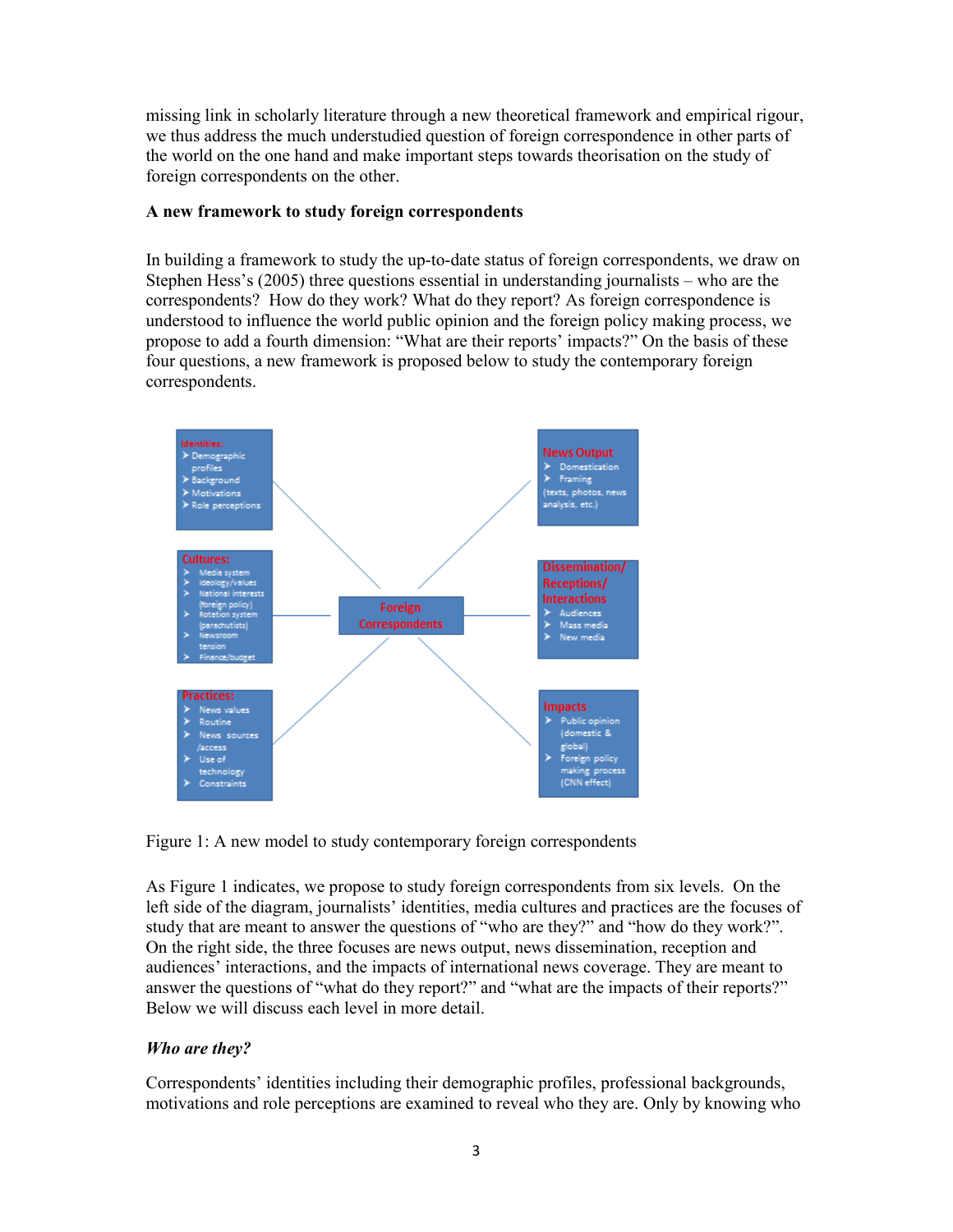missing link in scholarly literature through a new theoretical framework and empirical rigour, we thus address the much understudied question of foreign correspondence in other parts of the world on the one hand and make important steps towards theorisation on the study of foreign correspondents on the other.

**A new framework to study foreign correspondents**

In building a framework to study the up-to-date status of foreign correspondents, we draw on Stephen Hess's (2005) three questions essential in understanding journalists – who are the correspondents? How do they work? What do they report? As foreign correspondence is understood to influence the world public opinion and the foreign policy making process, we propose to add a fourth dimension: "What are their reports' impacts?" On the basis of these four questions, a new framework is proposed below to study the contemporary foreign correspondents.

Identities:
- Demographic profiles
- Background
- Motivations
- Role perceptions

Cultures:
- Media system
- Ideology/values
- National interests (foreign policy)
- Rotation system (parachutists)
- Newsroom tension
- Finance/budget

Practices:
- News values
- Routine
- News sources /access
- Use of technology
- Constraints

Foreign Correspondents

News Output
- Domestication
- Framing

(texts, photos, news analysis, etc.)

Dissemination/ Receptions/ Interactions
- Audiences
- Mass media
- New media

Impacts
- Public opinion (domestic & global)
- Foreign policy making process (CNN effect)

Figure 1: A new model to study contemporary foreign correspondents

As Figure 1 indicates, we propose to study foreign correspondents from six levels. On the left side of the diagram, journalists' identities, media cultures and practices are the focuses of study that are meant to answer the questions of "who are they?" and "how do they work?". On the right side, the three focuses are news output, news dissemination, reception and audiences' interactions, and the impacts of international news coverage. They are meant to answer the questions of "what do they report?" and "what are the impacts of their reports?" Below we will discuss each level in more detail.

***Who are they?***

Correspondents' identities including their demographic profiles, professional backgrounds, motivations and role perceptions are examined to reveal who they are. Only by knowing who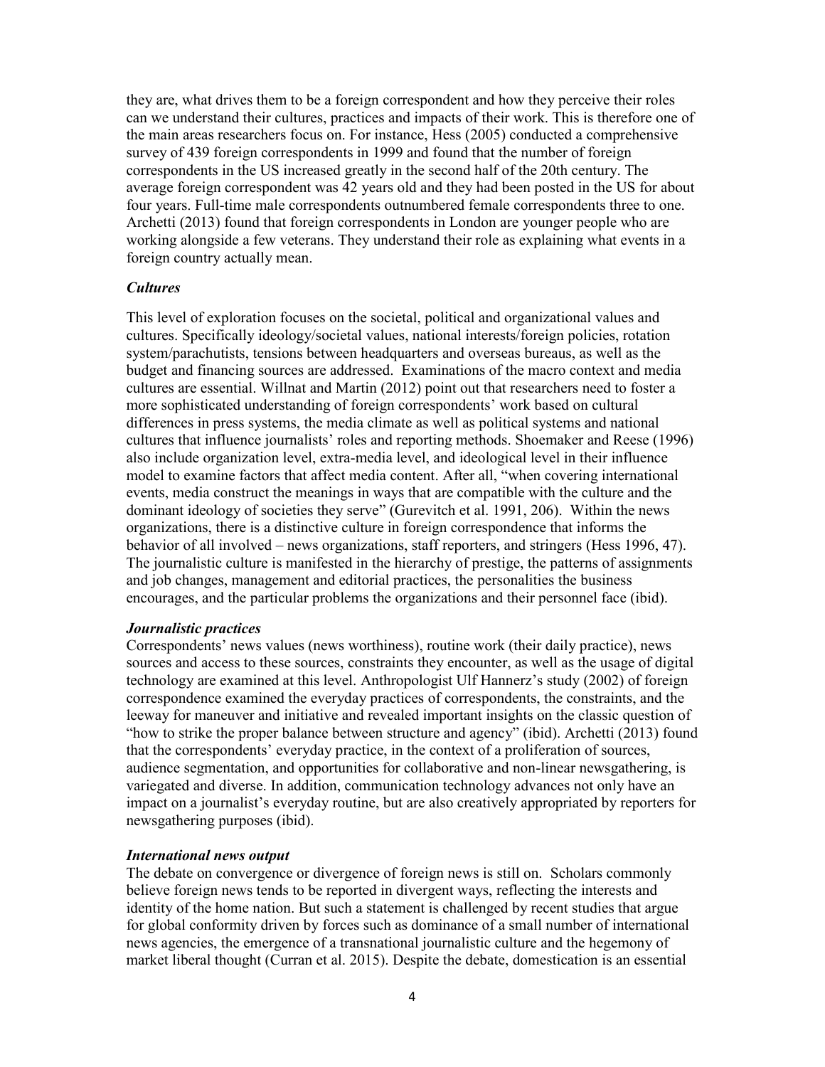they are, what drives them to be a foreign correspondent and how they perceive their roles can we understand their cultures, practices and impacts of their work. This is therefore one of the main areas researchers focus on. For instance, Hess (2005) conducted a comprehensive survey of 439 foreign correspondents in 1999 and found that the number of foreign correspondents in the US increased greatly in the second half of the 20th century. The average foreign correspondent was 42 years old and they had been posted in the US for about four years. Full-time male correspondents outnumbered female correspondents three to one. Archetti (2013) found that foreign correspondents in London are younger people who are working alongside a few veterans. They understand their role as explaining what events in a foreign country actually mean.

### *Cultures*

This level of exploration focuses on the societal, political and organizational values and cultures. Specifically ideology/societal values, national interests/foreign policies, rotation system/parachutists, tensions between headquarters and overseas bureaus, as well as the budget and financing sources are addressed. Examinations of the macro context and media cultures are essential. Willnat and Martin (2012) point out that researchers need to foster a more sophisticated understanding of foreign correspondents' work based on cultural differences in press systems, the media climate as well as political systems and national cultures that influence journalists' roles and reporting methods. Shoemaker and Reese (1996) also include organization level, extra-media level, and ideological level in their influence model to examine factors that affect media content. After all, "when covering international events, media construct the meanings in ways that are compatible with the culture and the dominant ideology of societies they serve" (Gurevitch et al. 1991, 206). Within the news organizations, there is a distinctive culture in foreign correspondence that informs the behavior of all involved – news organizations, staff reporters, and stringers (Hess 1996, 47). The journalistic culture is manifested in the hierarchy of prestige, the patterns of assignments and job changes, management and editorial practices, the personalities the business encourages, and the particular problems the organizations and their personnel face (ibid).

### *Journalistic practices*

Correspondents' news values (news worthiness), routine work (their daily practice), news sources and access to these sources, constraints they encounter, as well as the usage of digital technology are examined at this level. Anthropologist Ulf Hannerz's study (2002) of foreign correspondence examined the everyday practices of correspondents, the constraints, and the leeway for maneuver and initiative and revealed important insights on the classic question of "how to strike the proper balance between structure and agency" (ibid). Archetti (2013) found that the correspondents' everyday practice, in the context of a proliferation of sources, audience segmentation, and opportunities for collaborative and non-linear newsgathering, is variegated and diverse. In addition, communication technology advances not only have an impact on a journalist's everyday routine, but are also creatively appropriated by reporters for newsgathering purposes (ibid).

### *International news output*

The debate on convergence or divergence of foreign news is still on. Scholars commonly believe foreign news tends to be reported in divergent ways, reflecting the interests and identity of the home nation. But such a statement is challenged by recent studies that argue for global conformity driven by forces such as dominance of a small number of international news agencies, the emergence of a transnational journalistic culture and the hegemony of market liberal thought (Curran et al. 2015). Despite the debate, domestication is an essential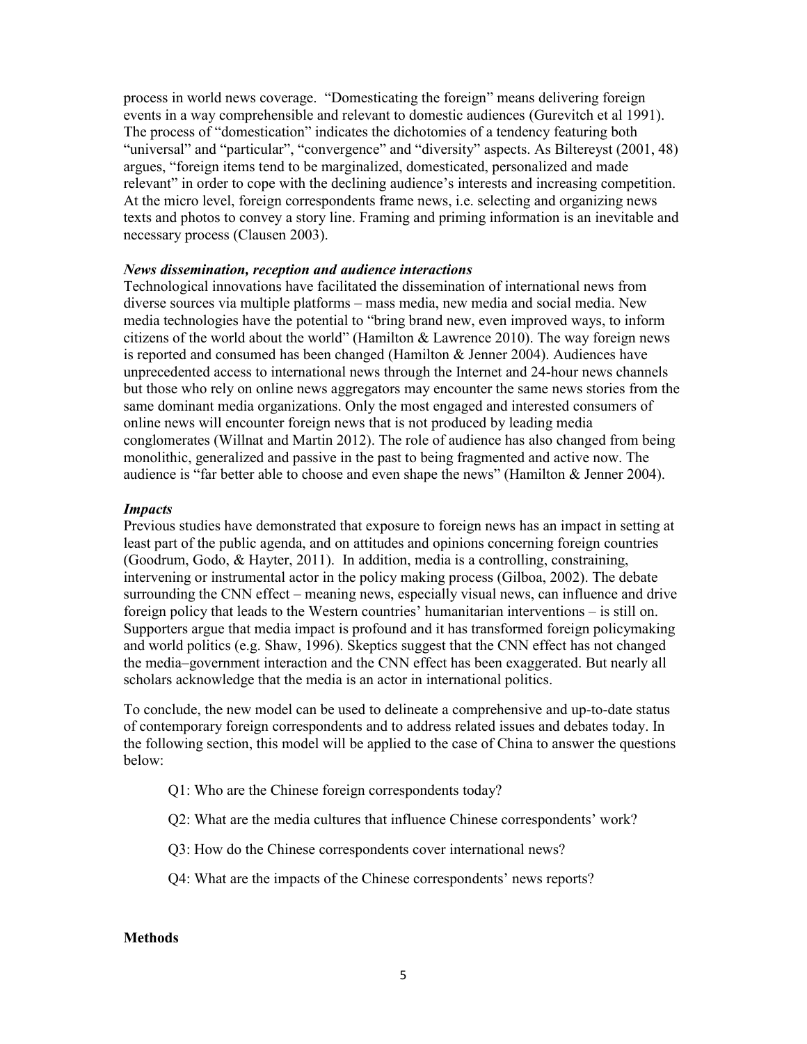process in world news coverage. "Domesticating the foreign" means delivering foreign events in a way comprehensible and relevant to domestic audiences (Gurevitch et al 1991). The process of "domestication" indicates the dichotomies of a tendency featuring both "universal" and "particular", "convergence" and "diversity" aspects. As Biltereyst (2001, 48) argues, "foreign items tend to be marginalized, domesticated, personalized and made relevant" in order to cope with the declining audience's interests and increasing competition. At the micro level, foreign correspondents frame news, i.e. selecting and organizing news texts and photos to convey a story line. Framing and priming information is an inevitable and necessary process (Clausen 2003).

***News dissemination, reception and audience interactions***

Technological innovations have facilitated the dissemination of international news from diverse sources via multiple platforms – mass media, new media and social media. New media technologies have the potential to "bring brand new, even improved ways, to inform citizens of the world about the world" (Hamilton & Lawrence 2010). The way foreign news is reported and consumed has been changed (Hamilton & Jenner 2004). Audiences have unprecedented access to international news through the Internet and 24-hour news channels but those who rely on online news aggregators may encounter the same news stories from the same dominant media organizations. Only the most engaged and interested consumers of online news will encounter foreign news that is not produced by leading media conglomerates (Willnat and Martin 2012). The role of audience has also changed from being monolithic, generalized and passive in the past to being fragmented and active now. The audience is "far better able to choose and even shape the news" (Hamilton & Jenner 2004).

***Impacts***

Previous studies have demonstrated that exposure to foreign news has an impact in setting at least part of the public agenda, and on attitudes and opinions concerning foreign countries (Goodrum, Godo, & Hayter, 2011). In addition, media is a controlling, constraining, intervening or instrumental actor in the policy making process (Gilboa, 2002). The debate surrounding the CNN effect – meaning news, especially visual news, can influence and drive foreign policy that leads to the Western countries' humanitarian interventions – is still on. Supporters argue that media impact is profound and it has transformed foreign policymaking and world politics (e.g. Shaw, 1996). Skeptics suggest that the CNN effect has not changed the media–government interaction and the CNN effect has been exaggerated. But nearly all scholars acknowledge that the media is an actor in international politics.

To conclude, the new model can be used to delineate a comprehensive and up-to-date status of contemporary foreign correspondents and to address related issues and debates today. In the following section, this model will be applied to the case of China to answer the questions below:

Q1: Who are the Chinese foreign correspondents today?

Q2: What are the media cultures that influence Chinese correspondents' work?

Q3: How do the Chinese correspondents cover international news?

Q4: What are the impacts of the Chinese correspondents' news reports?

**Methods**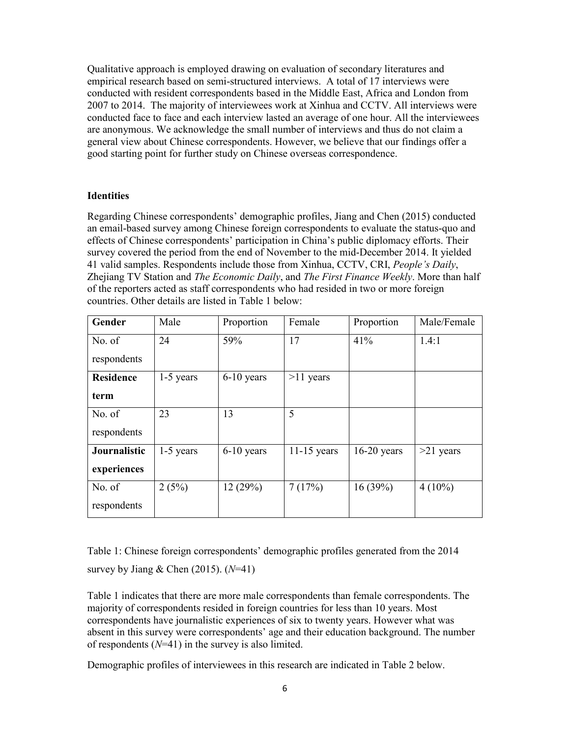Qualitative approach is employed drawing on evaluation of secondary literatures and empirical research based on semi-structured interviews. A total of 17 interviews were conducted with resident correspondents based in the Middle East, Africa and London from 2007 to 2014. The majority of interviewees work at Xinhua and CCTV. All interviews were conducted face to face and each interview lasted an average of one hour. All the interviewees are anonymous. We acknowledge the small number of interviews and thus do not claim a general view about Chinese correspondents. However, we believe that our findings offer a good starting point for further study on Chinese overseas correspondence.

**Identities**

Regarding Chinese correspondents' demographic profiles, Jiang and Chen (2015) conducted an email-based survey among Chinese foreign correspondents to evaluate the status-quo and effects of Chinese correspondents' participation in China's public diplomacy efforts. Their survey covered the period from the end of November to the mid-December 2014. It yielded 41 valid samples. Respondents include those from Xinhua, CCTV, CRI, *People's Daily*, Zhejiang TV Station and *The Economic Daily*, and *The First Finance Weekly*. More than half of the reporters acted as staff correspondents who had resided in two or more foreign countries. Other details are listed in Table 1 below:

| **Gender** | Male | Proportion | Female | Proportion | Male/Female |
|---|---|---|---|---|---|
| No. of respondents | 24 | 59% | 17 | 41% | 1.4:1 |
| **Residence term** | 1-5 years | 6-10 years | >11 years | | |
| No. of respondents | 23 | 13 | 5 | | |
| **Journalistic experiences** | 1-5 years | 6-10 years | 11-15 years | 16-20 years | >21 years |
| No. of respondents | 2 (5%) | 12 (29%) | 7 (17%) | 16 (39%) | 4 (10%) |

Table 1: Chinese foreign correspondents' demographic profiles generated from the 2014 survey by Jiang & Chen (2015). (*N*=41)

Table 1 indicates that there are more male correspondents than female correspondents. The majority of correspondents resided in foreign countries for less than 10 years. Most correspondents have journalistic experiences of six to twenty years. However what was absent in this survey were correspondents' age and their education background. The number of respondents (*N*=41) in the survey is also limited.

Demographic profiles of interviewees in this research are indicated in Table 2 below.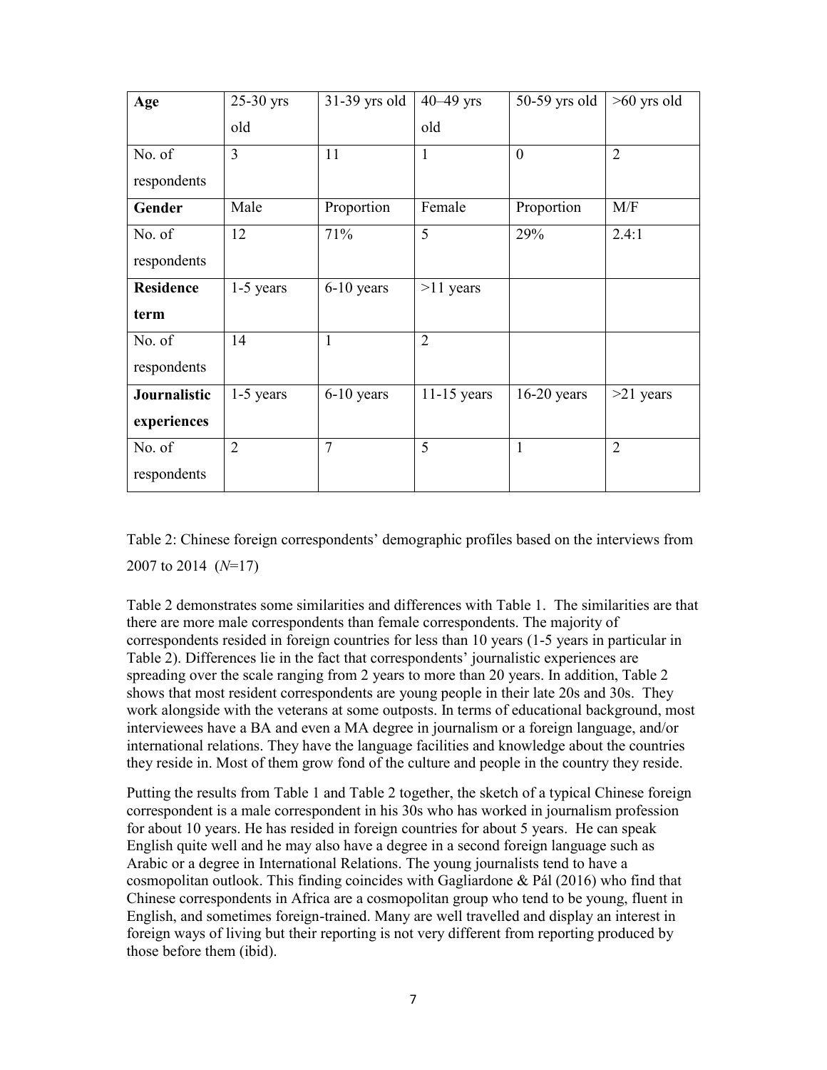| **Age** | 25-30 yrs old | 31-39 yrs old | 40–49 yrs old | 50-59 yrs old | >60 yrs old |
|---|---|---|---|---|---|
| No. of respondents | 3 | 11 | 1 | 0 | 2 |
| **Gender** | Male | Proportion | Female | Proportion | M/F |
| No. of respondents | 12 | 71% | 5 | 29% | 2.4:1 |
| **Residence term** | 1-5 years | 6-10 years | >11 years | | |
| No. of respondents | 14 | 1 | 2 | | |
| **Journalistic experiences** | 1-5 years | 6-10 years | 11-15 years | 16-20 years | >21 years |
| No. of respondents | 2 | 7 | 5 | 1 | 2 |

Table 2: Chinese foreign correspondents' demographic profiles based on the interviews from 2007 to 2014 (*N*=17)

Table 2 demonstrates some similarities and differences with Table 1. The similarities are that there are more male correspondents than female correspondents. The majority of correspondents resided in foreign countries for less than 10 years (1-5 years in particular in Table 2). Differences lie in the fact that correspondents' journalistic experiences are spreading over the scale ranging from 2 years to more than 20 years. In addition, Table 2 shows that most resident correspondents are young people in their late 20s and 30s. They work alongside with the veterans at some outposts. In terms of educational background, most interviewees have a BA and even a MA degree in journalism or a foreign language, and/or international relations. They have the language facilities and knowledge about the countries they reside in. Most of them grow fond of the culture and people in the country they reside.

Putting the results from Table 1 and Table 2 together, the sketch of a typical Chinese foreign correspondent is a male correspondent in his 30s who has worked in journalism profession for about 10 years. He has resided in foreign countries for about 5 years. He can speak English quite well and he may also have a degree in a second foreign language such as Arabic or a degree in International Relations. The young journalists tend to have a cosmopolitan outlook. This finding coincides with Gagliardone & Pál (2016) who find that Chinese correspondents in Africa are a cosmopolitan group who tend to be young, fluent in English, and sometimes foreign-trained. Many are well travelled and display an interest in foreign ways of living but their reporting is not very different from reporting produced by those before them (ibid).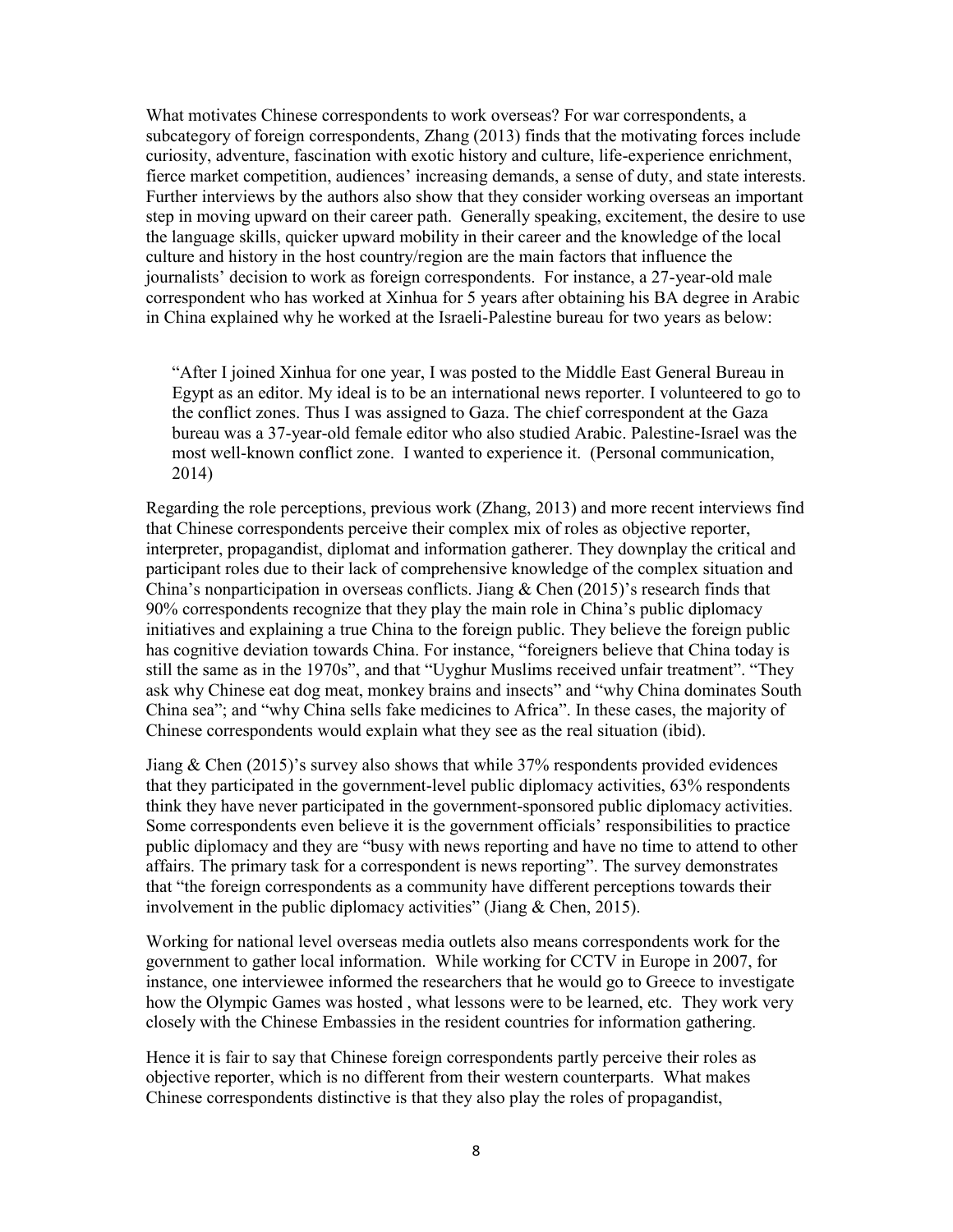What motivates Chinese correspondents to work overseas? For war correspondents, a subcategory of foreign correspondents, Zhang (2013) finds that the motivating forces include curiosity, adventure, fascination with exotic history and culture, life-experience enrichment, fierce market competition, audiences' increasing demands, a sense of duty, and state interests. Further interviews by the authors also show that they consider working overseas an important step in moving upward on their career path. Generally speaking, excitement, the desire to use the language skills, quicker upward mobility in their career and the knowledge of the local culture and history in the host country/region are the main factors that influence the journalists' decision to work as foreign correspondents. For instance, a 27-year-old male correspondent who has worked at Xinhua for 5 years after obtaining his BA degree in Arabic in China explained why he worked at the Israeli-Palestine bureau for two years as below:

> "After I joined Xinhua for one year, I was posted to the Middle East General Bureau in Egypt as an editor. My ideal is to be an international news reporter. I volunteered to go to the conflict zones. Thus I was assigned to Gaza. The chief correspondent at the Gaza bureau was a 37-year-old female editor who also studied Arabic. Palestine-Israel was the most well-known conflict zone. I wanted to experience it. (Personal communication, 2014)

Regarding the role perceptions, previous work (Zhang, 2013) and more recent interviews find that Chinese correspondents perceive their complex mix of roles as objective reporter, interpreter, propagandist, diplomat and information gatherer. They downplay the critical and participant roles due to their lack of comprehensive knowledge of the complex situation and China's nonparticipation in overseas conflicts. Jiang & Chen (2015)'s research finds that 90% correspondents recognize that they play the main role in China's public diplomacy initiatives and explaining a true China to the foreign public. They believe the foreign public has cognitive deviation towards China. For instance, "foreigners believe that China today is still the same as in the 1970s", and that "Uyghur Muslims received unfair treatment". "They ask why Chinese eat dog meat, monkey brains and insects" and "why China dominates South China sea"; and "why China sells fake medicines to Africa". In these cases, the majority of Chinese correspondents would explain what they see as the real situation (ibid).

Jiang & Chen (2015)'s survey also shows that while 37% respondents provided evidences that they participated in the government-level public diplomacy activities, 63% respondents think they have never participated in the government-sponsored public diplomacy activities. Some correspondents even believe it is the government officials' responsibilities to practice public diplomacy and they are "busy with news reporting and have no time to attend to other affairs. The primary task for a correspondent is news reporting". The survey demonstrates that "the foreign correspondents as a community have different perceptions towards their involvement in the public diplomacy activities" (Jiang & Chen, 2015).

Working for national level overseas media outlets also means correspondents work for the government to gather local information. While working for CCTV in Europe in 2007, for instance, one interviewee informed the researchers that he would go to Greece to investigate how the Olympic Games was hosted , what lessons were to be learned, etc. They work very closely with the Chinese Embassies in the resident countries for information gathering.

Hence it is fair to say that Chinese foreign correspondents partly perceive their roles as objective reporter, which is no different from their western counterparts. What makes Chinese correspondents distinctive is that they also play the roles of propagandist,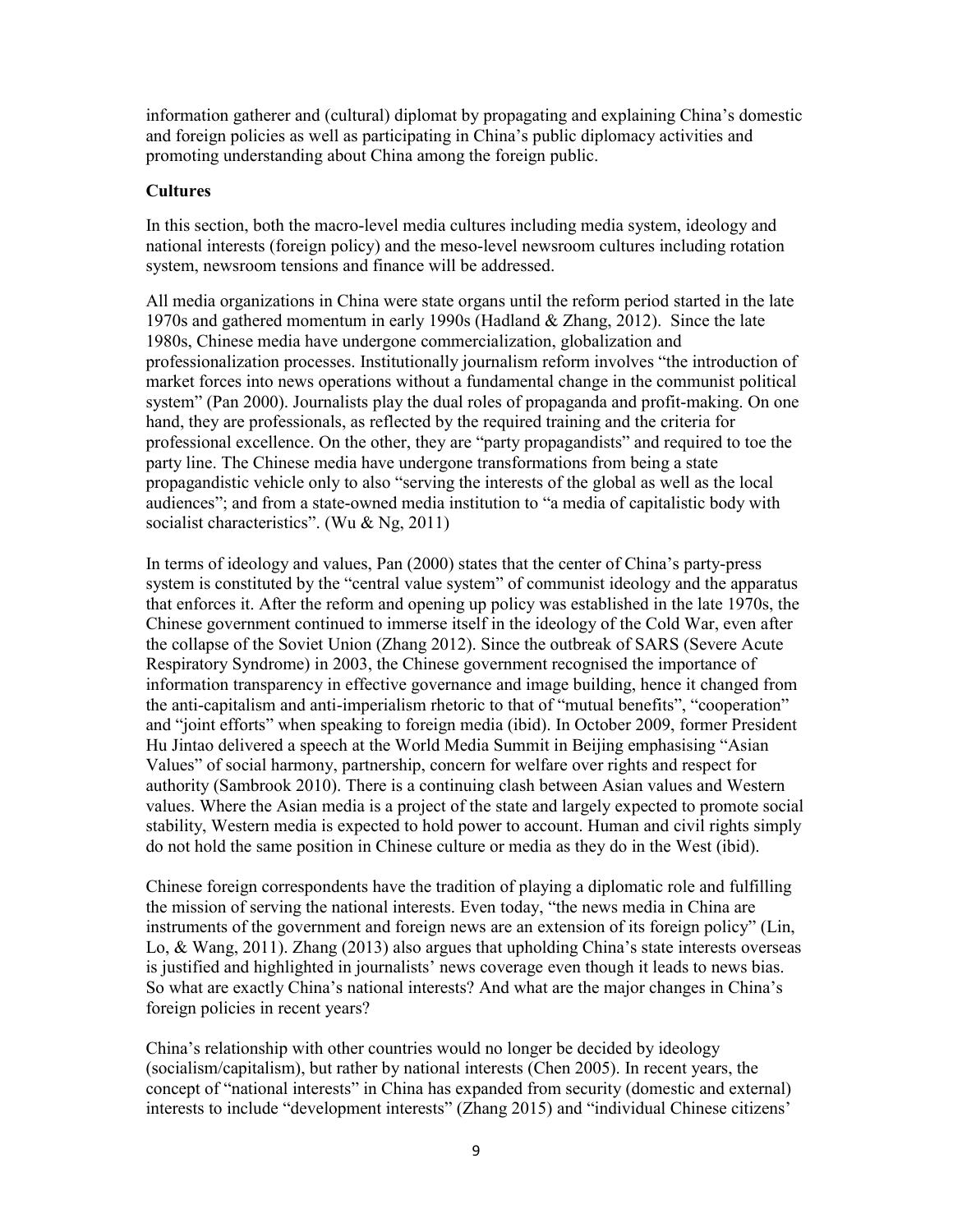information gatherer and (cultural) diplomat by propagating and explaining China's domestic and foreign policies as well as participating in China's public diplomacy activities and promoting understanding about China among the foreign public.

**Cultures**

In this section, both the macro-level media cultures including media system, ideology and national interests (foreign policy) and the meso-level newsroom cultures including rotation system, newsroom tensions and finance will be addressed.

All media organizations in China were state organs until the reform period started in the late 1970s and gathered momentum in early 1990s (Hadland & Zhang, 2012). Since the late 1980s, Chinese media have undergone commercialization, globalization and professionalization processes. Institutionally journalism reform involves "the introduction of market forces into news operations without a fundamental change in the communist political system" (Pan 2000). Journalists play the dual roles of propaganda and profit-making. On one hand, they are professionals, as reflected by the required training and the criteria for professional excellence. On the other, they are "party propagandists" and required to toe the party line. The Chinese media have undergone transformations from being a state propagandistic vehicle only to also "serving the interests of the global as well as the local audiences"; and from a state-owned media institution to "a media of capitalistic body with socialist characteristics". (Wu & Ng, 2011)

In terms of ideology and values, Pan (2000) states that the center of China's party-press system is constituted by the "central value system" of communist ideology and the apparatus that enforces it. After the reform and opening up policy was established in the late 1970s, the Chinese government continued to immerse itself in the ideology of the Cold War, even after the collapse of the Soviet Union (Zhang 2012). Since the outbreak of SARS (Severe Acute Respiratory Syndrome) in 2003, the Chinese government recognised the importance of information transparency in effective governance and image building, hence it changed from the anti-capitalism and anti-imperialism rhetoric to that of "mutual benefits", "cooperation" and "joint efforts" when speaking to foreign media (ibid). In October 2009, former President Hu Jintao delivered a speech at the World Media Summit in Beijing emphasising "Asian Values" of social harmony, partnership, concern for welfare over rights and respect for authority (Sambrook 2010). There is a continuing clash between Asian values and Western values. Where the Asian media is a project of the state and largely expected to promote social stability, Western media is expected to hold power to account. Human and civil rights simply do not hold the same position in Chinese culture or media as they do in the West (ibid).

Chinese foreign correspondents have the tradition of playing a diplomatic role and fulfilling the mission of serving the national interests. Even today, "the news media in China are instruments of the government and foreign news are an extension of its foreign policy" (Lin, Lo, & Wang, 2011). Zhang (2013) also argues that upholding China's state interests overseas is justified and highlighted in journalists' news coverage even though it leads to news bias. So what are exactly China's national interests? And what are the major changes in China's foreign policies in recent years?

China's relationship with other countries would no longer be decided by ideology (socialism/capitalism), but rather by national interests (Chen 2005). In recent years, the concept of "national interests" in China has expanded from security (domestic and external) interests to include "development interests" (Zhang 2015) and "individual Chinese citizens'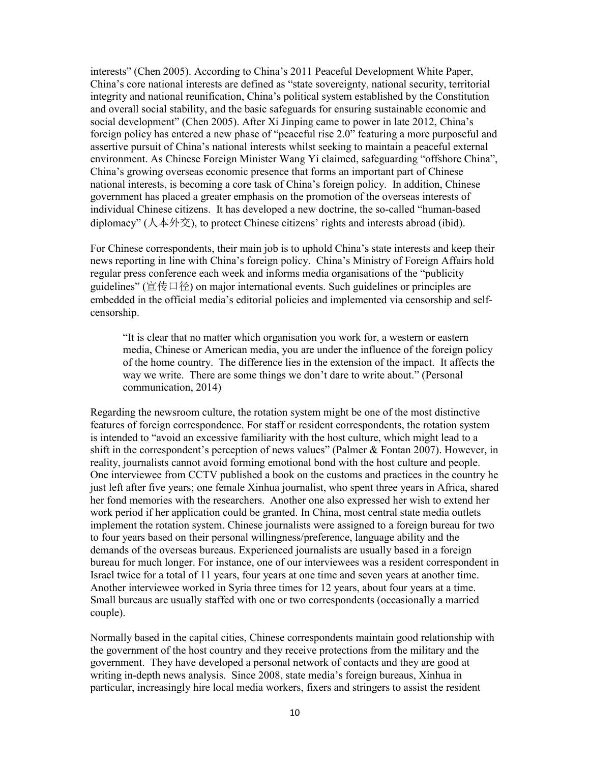interests" (Chen 2005). According to China's 2011 Peaceful Development White Paper, China's core national interests are defined as "state sovereignty, national security, territorial integrity and national reunification, China's political system established by the Constitution and overall social stability, and the basic safeguards for ensuring sustainable economic and social development" (Chen 2005). After Xi Jinping came to power in late 2012, China's foreign policy has entered a new phase of "peaceful rise 2.0" featuring a more purposeful and assertive pursuit of China's national interests whilst seeking to maintain a peaceful external environment. As Chinese Foreign Minister Wang Yi claimed, safeguarding "offshore China", China's growing overseas economic presence that forms an important part of Chinese national interests, is becoming a core task of China's foreign policy. In addition, Chinese government has placed a greater emphasis on the promotion of the overseas interests of individual Chinese citizens. It has developed a new doctrine, the so-called "human-based diplomacy" (人本外交), to protect Chinese citizens' rights and interests abroad (ibid).

For Chinese correspondents, their main job is to uphold China's state interests and keep their news reporting in line with China's foreign policy. China's Ministry of Foreign Affairs hold regular press conference each week and informs media organisations of the "publicity guidelines" (宣传口径) on major international events. Such guidelines or principles are embedded in the official media's editorial policies and implemented via censorship and self-censorship.

> "It is clear that no matter which organisation you work for, a western or eastern media, Chinese or American media, you are under the influence of the foreign policy of the home country. The difference lies in the extension of the impact. It affects the way we write. There are some things we don't dare to write about." (Personal communication, 2014)

Regarding the newsroom culture, the rotation system might be one of the most distinctive features of foreign correspondence. For staff or resident correspondents, the rotation system is intended to "avoid an excessive familiarity with the host culture, which might lead to a shift in the correspondent's perception of news values" (Palmer & Fontan 2007). However, in reality, journalists cannot avoid forming emotional bond with the host culture and people. One interviewee from CCTV published a book on the customs and practices in the country he just left after five years; one female Xinhua journalist, who spent three years in Africa, shared her fond memories with the researchers. Another one also expressed her wish to extend her work period if her application could be granted. In China, most central state media outlets implement the rotation system. Chinese journalists were assigned to a foreign bureau for two to four years based on their personal willingness/preference, language ability and the demands of the overseas bureaus. Experienced journalists are usually based in a foreign bureau for much longer. For instance, one of our interviewees was a resident correspondent in Israel twice for a total of 11 years, four years at one time and seven years at another time. Another interviewee worked in Syria three times for 12 years, about four years at a time. Small bureaus are usually staffed with one or two correspondents (occasionally a married couple).

Normally based in the capital cities, Chinese correspondents maintain good relationship with the government of the host country and they receive protections from the military and the government. They have developed a personal network of contacts and they are good at writing in-depth news analysis. Since 2008, state media's foreign bureaus, Xinhua in particular, increasingly hire local media workers, fixers and stringers to assist the resident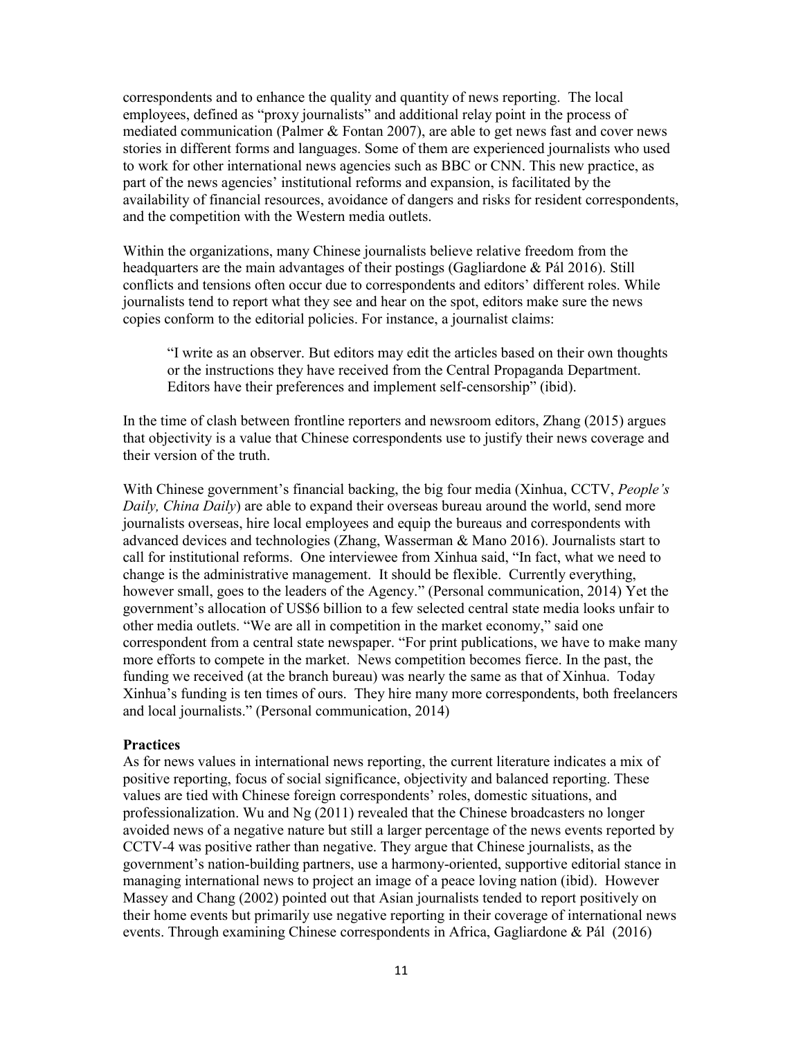correspondents and to enhance the quality and quantity of news reporting. The local employees, defined as "proxy journalists" and additional relay point in the process of mediated communication (Palmer & Fontan 2007), are able to get news fast and cover news stories in different forms and languages. Some of them are experienced journalists who used to work for other international news agencies such as BBC or CNN. This new practice, as part of the news agencies' institutional reforms and expansion, is facilitated by the availability of financial resources, avoidance of dangers and risks for resident correspondents, and the competition with the Western media outlets.

Within the organizations, many Chinese journalists believe relative freedom from the headquarters are the main advantages of their postings (Gagliardone & Pál 2016). Still conflicts and tensions often occur due to correspondents and editors' different roles. While journalists tend to report what they see and hear on the spot, editors make sure the news copies conform to the editorial policies. For instance, a journalist claims:

> "I write as an observer. But editors may edit the articles based on their own thoughts or the instructions they have received from the Central Propaganda Department. Editors have their preferences and implement self-censorship" (ibid).

In the time of clash between frontline reporters and newsroom editors, Zhang (2015) argues that objectivity is a value that Chinese correspondents use to justify their news coverage and their version of the truth.

With Chinese government's financial backing, the big four media (Xinhua, CCTV, *People's Daily, China Daily*) are able to expand their overseas bureau around the world, send more journalists overseas, hire local employees and equip the bureaus and correspondents with advanced devices and technologies (Zhang, Wasserman & Mano 2016). Journalists start to call for institutional reforms. One interviewee from Xinhua said, "In fact, what we need to change is the administrative management. It should be flexible. Currently everything, however small, goes to the leaders of the Agency." (Personal communication, 2014) Yet the government's allocation of US$6 billion to a few selected central state media looks unfair to other media outlets. "We are all in competition in the market economy," said one correspondent from a central state newspaper. "For print publications, we have to make many more efforts to compete in the market. News competition becomes fierce. In the past, the funding we received (at the branch bureau) was nearly the same as that of Xinhua. Today Xinhua's funding is ten times of ours. They hire many more correspondents, both freelancers and local journalists." (Personal communication, 2014)

**Practices**

As for news values in international news reporting, the current literature indicates a mix of positive reporting, focus of social significance, objectivity and balanced reporting. These values are tied with Chinese foreign correspondents' roles, domestic situations, and professionalization. Wu and Ng (2011) revealed that the Chinese broadcasters no longer avoided news of a negative nature but still a larger percentage of the news events reported by CCTV-4 was positive rather than negative. They argue that Chinese journalists, as the government's nation-building partners, use a harmony-oriented, supportive editorial stance in managing international news to project an image of a peace loving nation (ibid). However Massey and Chang (2002) pointed out that Asian journalists tended to report positively on their home events but primarily use negative reporting in their coverage of international news events. Through examining Chinese correspondents in Africa, Gagliardone & Pál (2016)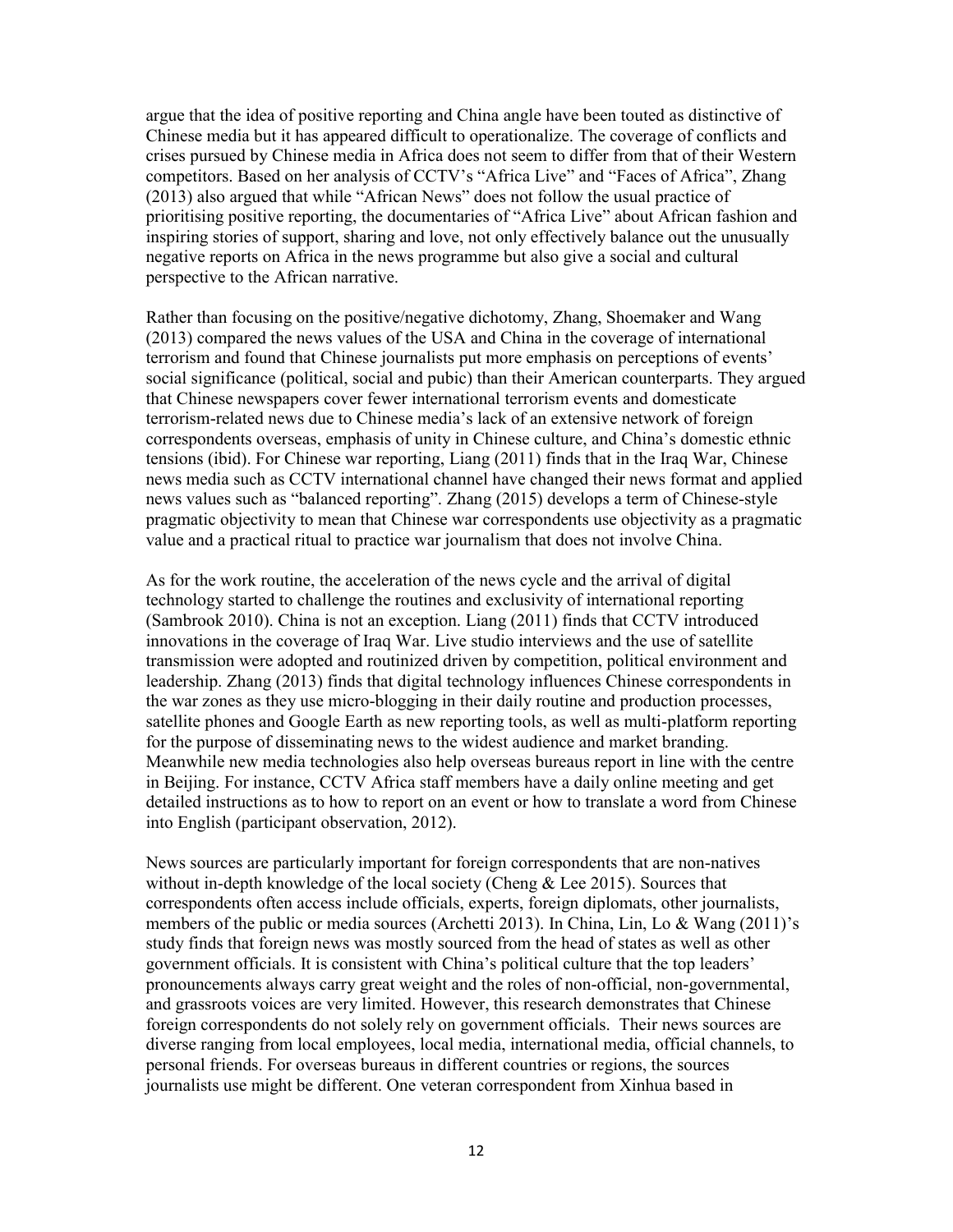argue that the idea of positive reporting and China angle have been touted as distinctive of Chinese media but it has appeared difficult to operationalize. The coverage of conflicts and crises pursued by Chinese media in Africa does not seem to differ from that of their Western competitors. Based on her analysis of CCTV's "Africa Live" and "Faces of Africa", Zhang (2013) also argued that while "African News" does not follow the usual practice of prioritising positive reporting, the documentaries of "Africa Live" about African fashion and inspiring stories of support, sharing and love, not only effectively balance out the unusually negative reports on Africa in the news programme but also give a social and cultural perspective to the African narrative.

Rather than focusing on the positive/negative dichotomy, Zhang, Shoemaker and Wang (2013) compared the news values of the USA and China in the coverage of international terrorism and found that Chinese journalists put more emphasis on perceptions of events' social significance (political, social and pubic) than their American counterparts. They argued that Chinese newspapers cover fewer international terrorism events and domesticate terrorism-related news due to Chinese media's lack of an extensive network of foreign correspondents overseas, emphasis of unity in Chinese culture, and China's domestic ethnic tensions (ibid). For Chinese war reporting, Liang (2011) finds that in the Iraq War, Chinese news media such as CCTV international channel have changed their news format and applied news values such as "balanced reporting". Zhang (2015) develops a term of Chinese-style pragmatic objectivity to mean that Chinese war correspondents use objectivity as a pragmatic value and a practical ritual to practice war journalism that does not involve China.

As for the work routine, the acceleration of the news cycle and the arrival of digital technology started to challenge the routines and exclusivity of international reporting (Sambrook 2010). China is not an exception. Liang (2011) finds that CCTV introduced innovations in the coverage of Iraq War. Live studio interviews and the use of satellite transmission were adopted and routinized driven by competition, political environment and leadership. Zhang (2013) finds that digital technology influences Chinese correspondents in the war zones as they use micro-blogging in their daily routine and production processes, satellite phones and Google Earth as new reporting tools, as well as multi-platform reporting for the purpose of disseminating news to the widest audience and market branding. Meanwhile new media technologies also help overseas bureaus report in line with the centre in Beijing. For instance, CCTV Africa staff members have a daily online meeting and get detailed instructions as to how to report on an event or how to translate a word from Chinese into English (participant observation, 2012).

News sources are particularly important for foreign correspondents that are non-natives without in-depth knowledge of the local society (Cheng & Lee 2015). Sources that correspondents often access include officials, experts, foreign diplomats, other journalists, members of the public or media sources (Archetti 2013). In China, Lin, Lo & Wang (2011)'s study finds that foreign news was mostly sourced from the head of states as well as other government officials. It is consistent with China's political culture that the top leaders' pronouncements always carry great weight and the roles of non-official, non-governmental, and grassroots voices are very limited. However, this research demonstrates that Chinese foreign correspondents do not solely rely on government officials. Their news sources are diverse ranging from local employees, local media, international media, official channels, to personal friends. For overseas bureaus in different countries or regions, the sources journalists use might be different. One veteran correspondent from Xinhua based in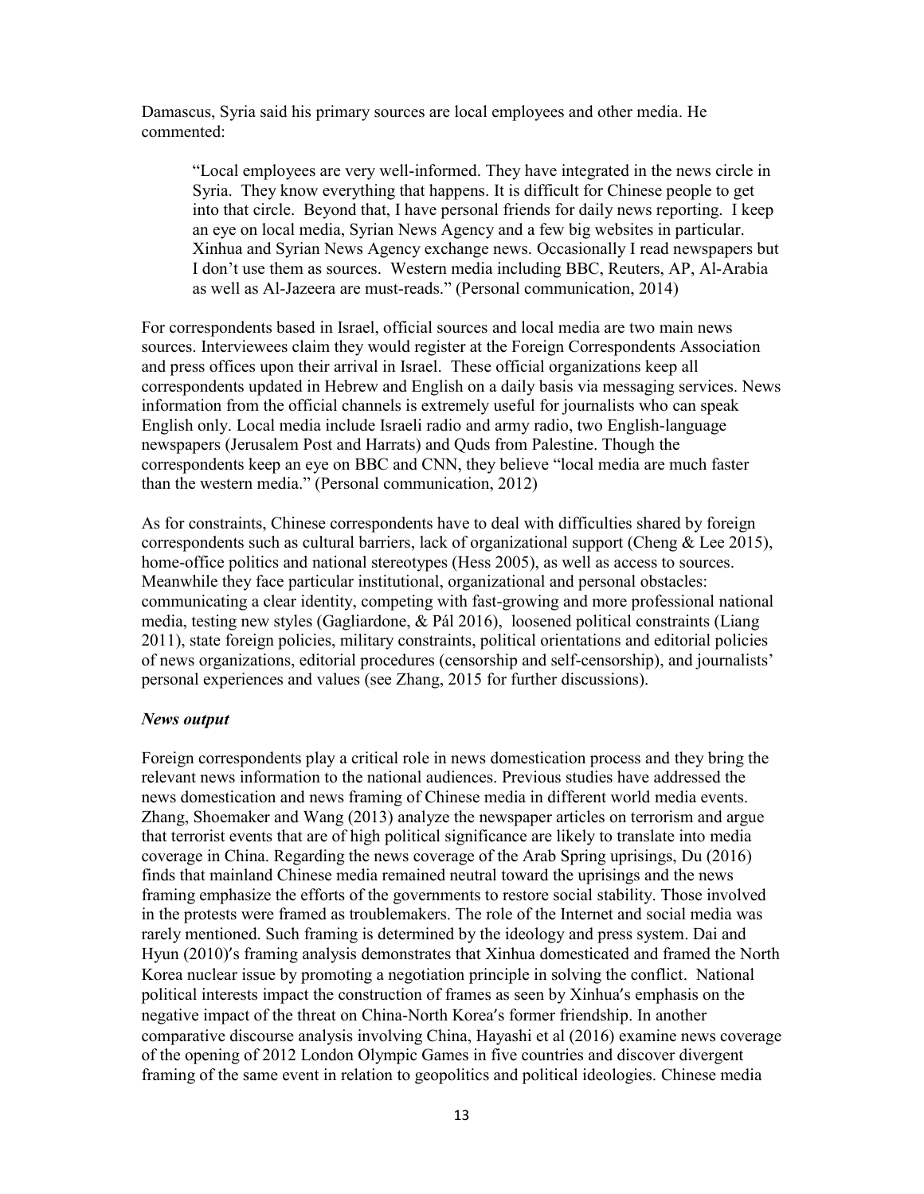Damascus, Syria said his primary sources are local employees and other media. He commented:

> "Local employees are very well-informed. They have integrated in the news circle in Syria. They know everything that happens. It is difficult for Chinese people to get into that circle. Beyond that, I have personal friends for daily news reporting. I keep an eye on local media, Syrian News Agency and a few big websites in particular. Xinhua and Syrian News Agency exchange news. Occasionally I read newspapers but I don't use them as sources. Western media including BBC, Reuters, AP, Al-Arabia as well as Al-Jazeera are must-reads." (Personal communication, 2014)

For correspondents based in Israel, official sources and local media are two main news sources. Interviewees claim they would register at the Foreign Correspondents Association and press offices upon their arrival in Israel. These official organizations keep all correspondents updated in Hebrew and English on a daily basis via messaging services. News information from the official channels is extremely useful for journalists who can speak English only. Local media include Israeli radio and army radio, two English-language newspapers (Jerusalem Post and Harrats) and Quds from Palestine. Though the correspondents keep an eye on BBC and CNN, they believe "local media are much faster than the western media." (Personal communication, 2012)

As for constraints, Chinese correspondents have to deal with difficulties shared by foreign correspondents such as cultural barriers, lack of organizational support (Cheng & Lee 2015), home-office politics and national stereotypes (Hess 2005), as well as access to sources. Meanwhile they face particular institutional, organizational and personal obstacles: communicating a clear identity, competing with fast-growing and more professional national media, testing new styles (Gagliardone, & Pál 2016), loosened political constraints (Liang 2011), state foreign policies, military constraints, political orientations and editorial policies of news organizations, editorial procedures (censorship and self-censorship), and journalists' personal experiences and values (see Zhang, 2015 for further discussions).

### *News output*

Foreign correspondents play a critical role in news domestication process and they bring the relevant news information to the national audiences. Previous studies have addressed the news domestication and news framing of Chinese media in different world media events. Zhang, Shoemaker and Wang (2013) analyze the newspaper articles on terrorism and argue that terrorist events that are of high political significance are likely to translate into media coverage in China. Regarding the news coverage of the Arab Spring uprisings, Du (2016) finds that mainland Chinese media remained neutral toward the uprisings and the news framing emphasize the efforts of the governments to restore social stability. Those involved in the protests were framed as troublemakers. The role of the Internet and social media was rarely mentioned. Such framing is determined by the ideology and press system. Dai and Hyun (2010)'s framing analysis demonstrates that Xinhua domesticated and framed the North Korea nuclear issue by promoting a negotiation principle in solving the conflict. National political interests impact the construction of frames as seen by Xinhua's emphasis on the negative impact of the threat on China-North Korea's former friendship. In another comparative discourse analysis involving China, Hayashi et al (2016) examine news coverage of the opening of 2012 London Olympic Games in five countries and discover divergent framing of the same event in relation to geopolitics and political ideologies. Chinese media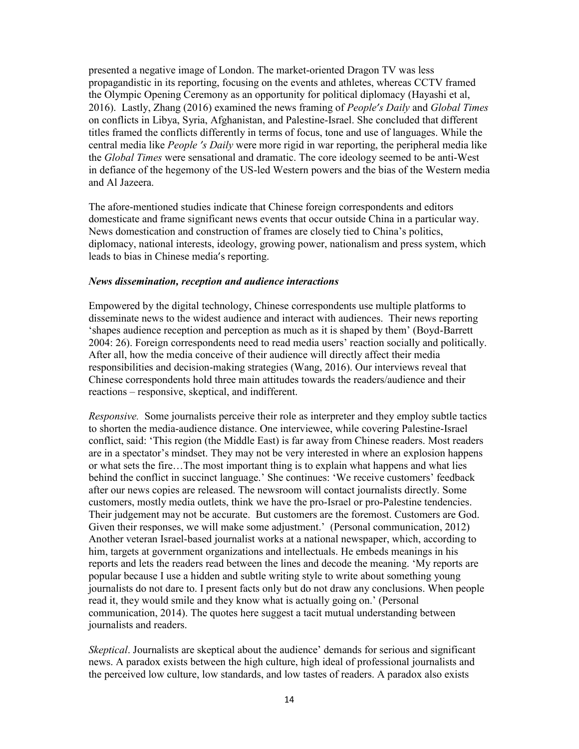presented a negative image of London. The market-oriented Dragon TV was less propagandistic in its reporting, focusing on the events and athletes, whereas CCTV framed the Olympic Opening Ceremony as an opportunity for political diplomacy (Hayashi et al, 2016). Lastly, Zhang (2016) examined the news framing of *People′s Daily* and *Global Times* on conflicts in Libya, Syria, Afghanistan, and Palestine-Israel. She concluded that different titles framed the conflicts differently in terms of focus, tone and use of languages. While the central media like *People ′s Daily* were more rigid in war reporting, the peripheral media like the *Global Times* were sensational and dramatic. The core ideology seemed to be anti-West in defiance of the hegemony of the US-led Western powers and the bias of the Western media and Al Jazeera.

The afore-mentioned studies indicate that Chinese foreign correspondents and editors domesticate and frame significant news events that occur outside China in a particular way. News domestication and construction of frames are closely tied to China's politics, diplomacy, national interests, ideology, growing power, nationalism and press system, which leads to bias in Chinese media′s reporting.

***News dissemination, reception and audience interactions***

Empowered by the digital technology, Chinese correspondents use multiple platforms to disseminate news to the widest audience and interact with audiences. Their news reporting 'shapes audience reception and perception as much as it is shaped by them' (Boyd-Barrett 2004: 26). Foreign correspondents need to read media users' reaction socially and politically. After all, how the media conceive of their audience will directly affect their media responsibilities and decision-making strategies (Wang, 2016). Our interviews reveal that Chinese correspondents hold three main attitudes towards the readers/audience and their reactions – responsive, skeptical, and indifferent.

*Responsive.* Some journalists perceive their role as interpreter and they employ subtle tactics to shorten the media-audience distance. One interviewee, while covering Palestine-Israel conflict, said: 'This region (the Middle East) is far away from Chinese readers. Most readers are in a spectator's mindset. They may not be very interested in where an explosion happens or what sets the fire…The most important thing is to explain what happens and what lies behind the conflict in succinct language.' She continues: 'We receive customers' feedback after our news copies are released. The newsroom will contact journalists directly. Some customers, mostly media outlets, think we have the pro-Israel or pro-Palestine tendencies. Their judgement may not be accurate. But customers are the foremost. Customers are God. Given their responses, we will make some adjustment.' (Personal communication, 2012) Another veteran Israel-based journalist works at a national newspaper, which, according to him, targets at government organizations and intellectuals. He embeds meanings in his reports and lets the readers read between the lines and decode the meaning. 'My reports are popular because I use a hidden and subtle writing style to write about something young journalists do not dare to. I present facts only but do not draw any conclusions. When people read it, they would smile and they know what is actually going on.' (Personal communication, 2014). The quotes here suggest a tacit mutual understanding between journalists and readers.

*Skeptical*. Journalists are skeptical about the audience' demands for serious and significant news. A paradox exists between the high culture, high ideal of professional journalists and the perceived low culture, low standards, and low tastes of readers. A paradox also exists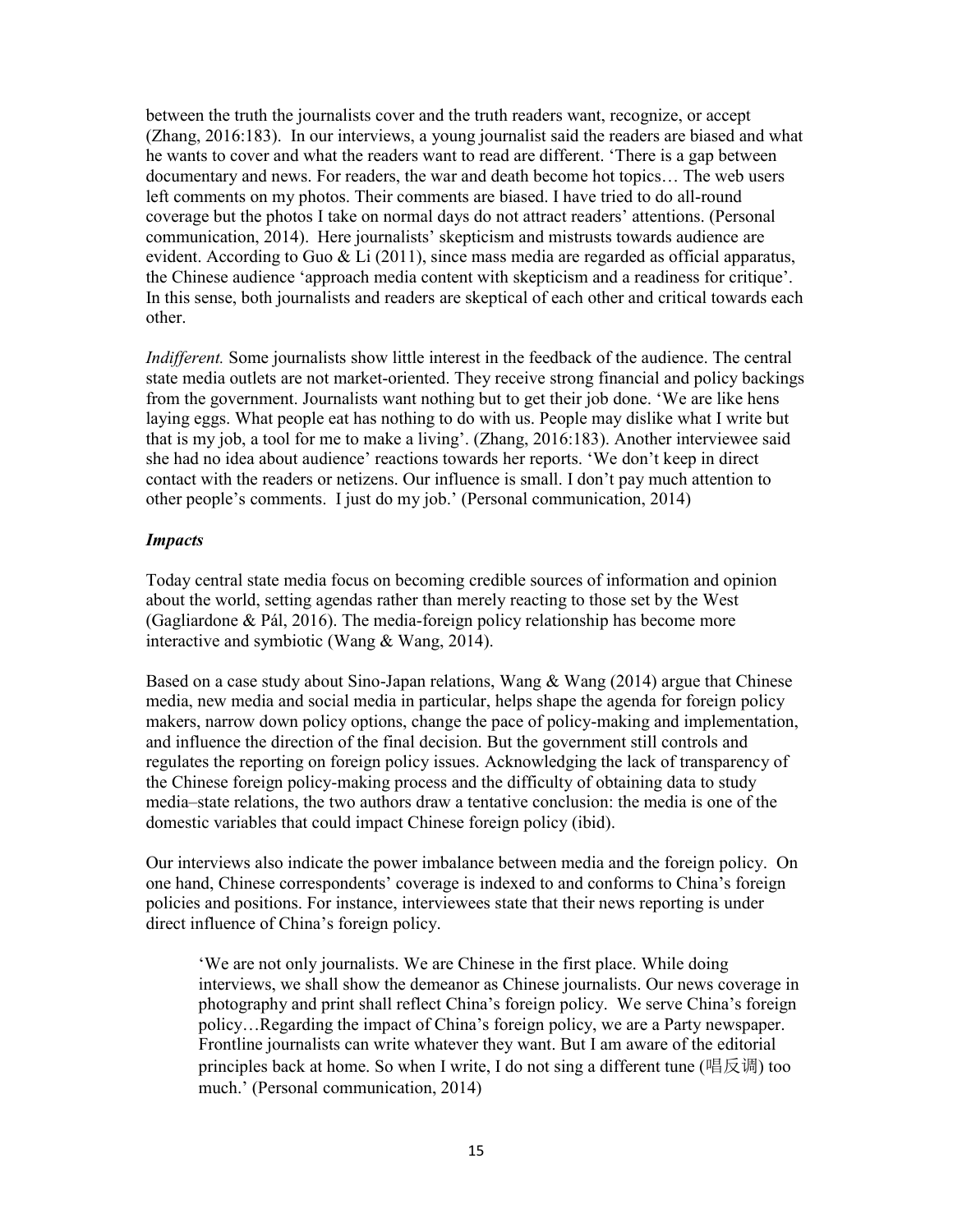between the truth the journalists cover and the truth readers want, recognize, or accept (Zhang, 2016:183). In our interviews, a young journalist said the readers are biased and what he wants to cover and what the readers want to read are different. 'There is a gap between documentary and news. For readers, the war and death become hot topics… The web users left comments on my photos. Their comments are biased. I have tried to do all-round coverage but the photos I take on normal days do not attract readers' attentions. (Personal communication, 2014). Here journalists' skepticism and mistrusts towards audience are evident. According to Guo & Li (2011), since mass media are regarded as official apparatus, the Chinese audience 'approach media content with skepticism and a readiness for critique'. In this sense, both journalists and readers are skeptical of each other and critical towards each other.

*Indifferent.* Some journalists show little interest in the feedback of the audience. The central state media outlets are not market-oriented. They receive strong financial and policy backings from the government. Journalists want nothing but to get their job done. 'We are like hens laying eggs. What people eat has nothing to do with us. People may dislike what I write but that is my job, a tool for me to make a living'. (Zhang, 2016:183). Another interviewee said she had no idea about audience' reactions towards her reports. 'We don't keep in direct contact with the readers or netizens. Our influence is small. I don't pay much attention to other people's comments. I just do my job.' (Personal communication, 2014)

### *Impacts*

Today central state media focus on becoming credible sources of information and opinion about the world, setting agendas rather than merely reacting to those set by the West (Gagliardone & Pál, 2016). The media-foreign policy relationship has become more interactive and symbiotic (Wang & Wang, 2014).

Based on a case study about Sino-Japan relations, Wang & Wang (2014) argue that Chinese media, new media and social media in particular, helps shape the agenda for foreign policy makers, narrow down policy options, change the pace of policy-making and implementation, and influence the direction of the final decision. But the government still controls and regulates the reporting on foreign policy issues. Acknowledging the lack of transparency of the Chinese foreign policy-making process and the difficulty of obtaining data to study media–state relations, the two authors draw a tentative conclusion: the media is one of the domestic variables that could impact Chinese foreign policy (ibid).

Our interviews also indicate the power imbalance between media and the foreign policy. On one hand, Chinese correspondents' coverage is indexed to and conforms to China's foreign policies and positions. For instance, interviewees state that their news reporting is under direct influence of China's foreign policy.

> 'We are not only journalists. We are Chinese in the first place. While doing interviews, we shall show the demeanor as Chinese journalists. Our news coverage in photography and print shall reflect China's foreign policy. We serve China's foreign policy…Regarding the impact of China's foreign policy, we are a Party newspaper. Frontline journalists can write whatever they want. But I am aware of the editorial principles back at home. So when I write, I do not sing a different tune (唱反调) too much.' (Personal communication, 2014)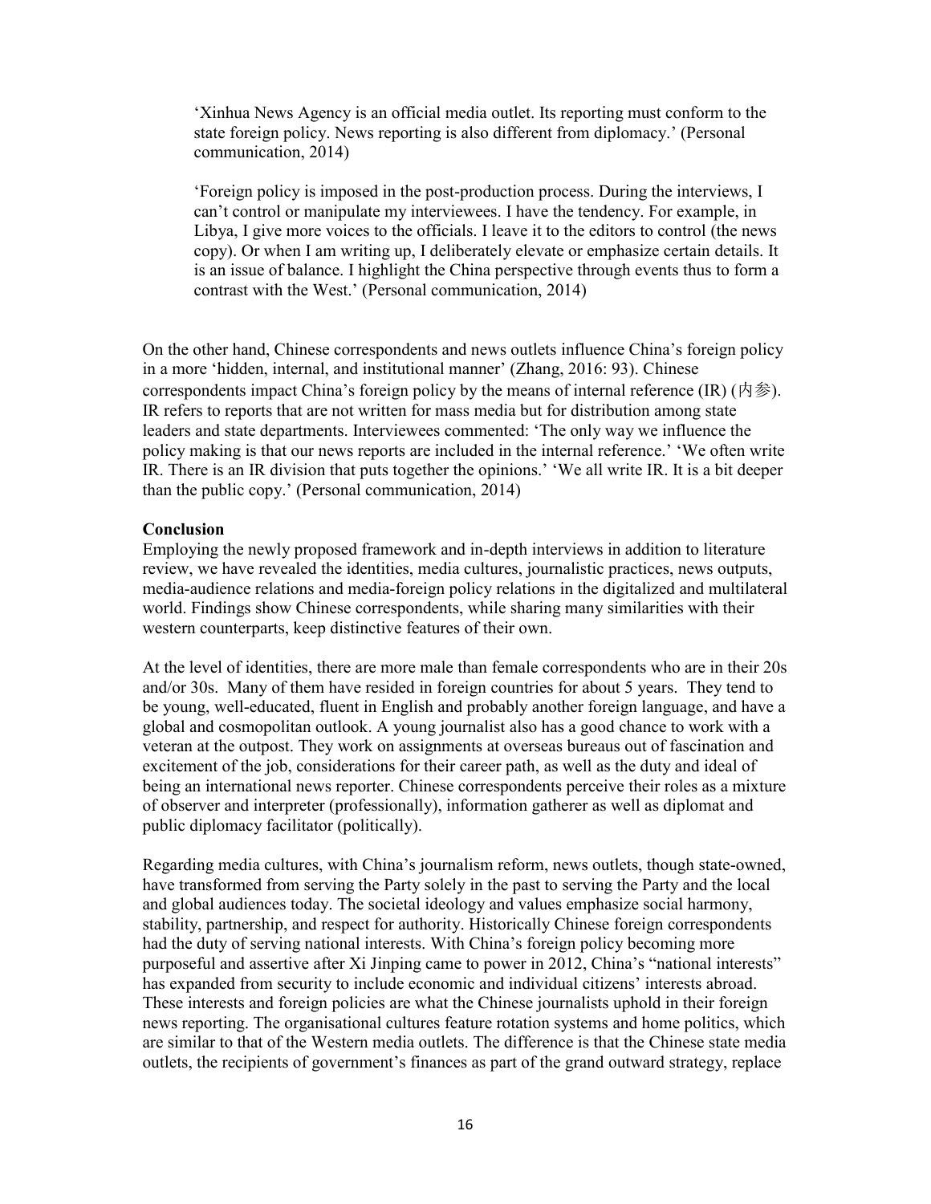> 'Xinhua News Agency is an official media outlet. Its reporting must conform to the state foreign policy. News reporting is also different from diplomacy.' (Personal communication, 2014)

> 'Foreign policy is imposed in the post-production process. During the interviews, I can't control or manipulate my interviewees. I have the tendency. For example, in Libya, I give more voices to the officials. I leave it to the editors to control (the news copy). Or when I am writing up, I deliberately elevate or emphasize certain details. It is an issue of balance. I highlight the China perspective through events thus to form a contrast with the West.' (Personal communication, 2014)

On the other hand, Chinese correspondents and news outlets influence China's foreign policy in a more 'hidden, internal, and institutional manner' (Zhang, 2016: 93). Chinese correspondents impact China's foreign policy by the means of internal reference (IR) (内参). IR refers to reports that are not written for mass media but for distribution among state leaders and state departments. Interviewees commented: 'The only way we influence the policy making is that our news reports are included in the internal reference.' 'We often write IR. There is an IR division that puts together the opinions.' 'We all write IR. It is a bit deeper than the public copy.' (Personal communication, 2014)

**Conclusion**

Employing the newly proposed framework and in-depth interviews in addition to literature review, we have revealed the identities, media cultures, journalistic practices, news outputs, media-audience relations and media-foreign policy relations in the digitalized and multilateral world. Findings show Chinese correspondents, while sharing many similarities with their western counterparts, keep distinctive features of their own.

At the level of identities, there are more male than female correspondents who are in their 20s and/or 30s. Many of them have resided in foreign countries for about 5 years. They tend to be young, well-educated, fluent in English and probably another foreign language, and have a global and cosmopolitan outlook. A young journalist also has a good chance to work with a veteran at the outpost. They work on assignments at overseas bureaus out of fascination and excitement of the job, considerations for their career path, as well as the duty and ideal of being an international news reporter. Chinese correspondents perceive their roles as a mixture of observer and interpreter (professionally), information gatherer as well as diplomat and public diplomacy facilitator (politically).

Regarding media cultures, with China's journalism reform, news outlets, though state-owned, have transformed from serving the Party solely in the past to serving the Party and the local and global audiences today. The societal ideology and values emphasize social harmony, stability, partnership, and respect for authority. Historically Chinese foreign correspondents had the duty of serving national interests. With China's foreign policy becoming more purposeful and assertive after Xi Jinping came to power in 2012, China's "national interests" has expanded from security to include economic and individual citizens' interests abroad. These interests and foreign policies are what the Chinese journalists uphold in their foreign news reporting. The organisational cultures feature rotation systems and home politics, which are similar to that of the Western media outlets. The difference is that the Chinese state media outlets, the recipients of government's finances as part of the grand outward strategy, replace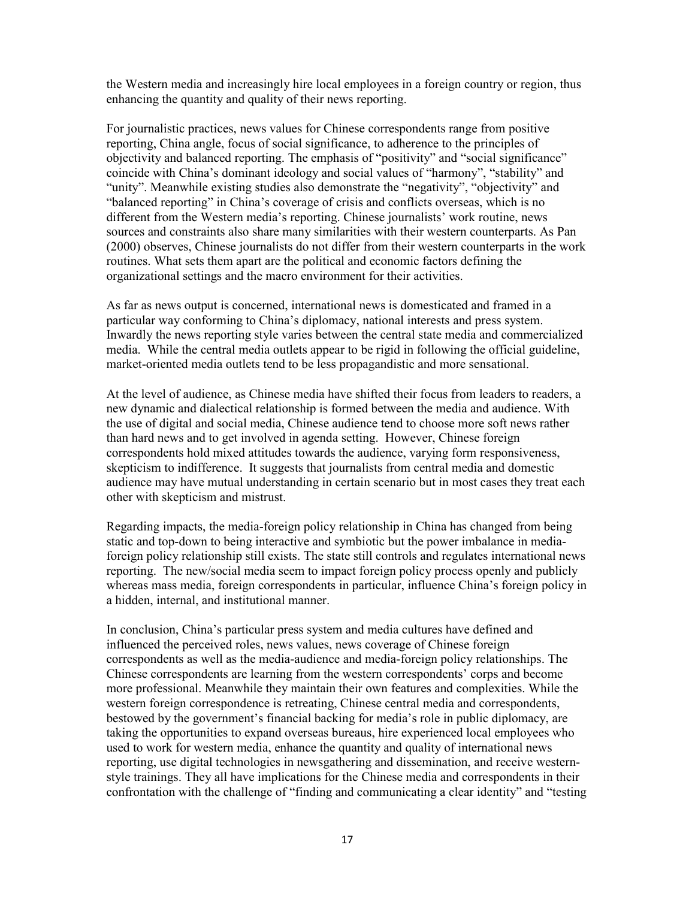the Western media and increasingly hire local employees in a foreign country or region, thus enhancing the quantity and quality of their news reporting.

For journalistic practices, news values for Chinese correspondents range from positive reporting, China angle, focus of social significance, to adherence to the principles of objectivity and balanced reporting. The emphasis of "positivity" and "social significance" coincide with China's dominant ideology and social values of "harmony", "stability" and "unity". Meanwhile existing studies also demonstrate the "negativity", "objectivity" and "balanced reporting" in China's coverage of crisis and conflicts overseas, which is no different from the Western media's reporting. Chinese journalists' work routine, news sources and constraints also share many similarities with their western counterparts. As Pan (2000) observes, Chinese journalists do not differ from their western counterparts in the work routines. What sets them apart are the political and economic factors defining the organizational settings and the macro environment for their activities.

As far as news output is concerned, international news is domesticated and framed in a particular way conforming to China's diplomacy, national interests and press system. Inwardly the news reporting style varies between the central state media and commercialized media. While the central media outlets appear to be rigid in following the official guideline, market-oriented media outlets tend to be less propagandistic and more sensational.

At the level of audience, as Chinese media have shifted their focus from leaders to readers, a new dynamic and dialectical relationship is formed between the media and audience. With the use of digital and social media, Chinese audience tend to choose more soft news rather than hard news and to get involved in agenda setting. However, Chinese foreign correspondents hold mixed attitudes towards the audience, varying form responsiveness, skepticism to indifference. It suggests that journalists from central media and domestic audience may have mutual understanding in certain scenario but in most cases they treat each other with skepticism and mistrust.

Regarding impacts, the media-foreign policy relationship in China has changed from being static and top-down to being interactive and symbiotic but the power imbalance in media-foreign policy relationship still exists. The state still controls and regulates international news reporting. The new/social media seem to impact foreign policy process openly and publicly whereas mass media, foreign correspondents in particular, influence China's foreign policy in a hidden, internal, and institutional manner.

In conclusion, China's particular press system and media cultures have defined and influenced the perceived roles, news values, news coverage of Chinese foreign correspondents as well as the media-audience and media-foreign policy relationships. The Chinese correspondents are learning from the western correspondents' corps and become more professional. Meanwhile they maintain their own features and complexities. While the western foreign correspondence is retreating, Chinese central media and correspondents, bestowed by the government's financial backing for media's role in public diplomacy, are taking the opportunities to expand overseas bureaus, hire experienced local employees who used to work for western media, enhance the quantity and quality of international news reporting, use digital technologies in newsgathering and dissemination, and receive western-style trainings. They all have implications for the Chinese media and correspondents in their confrontation with the challenge of "finding and communicating a clear identity" and "testing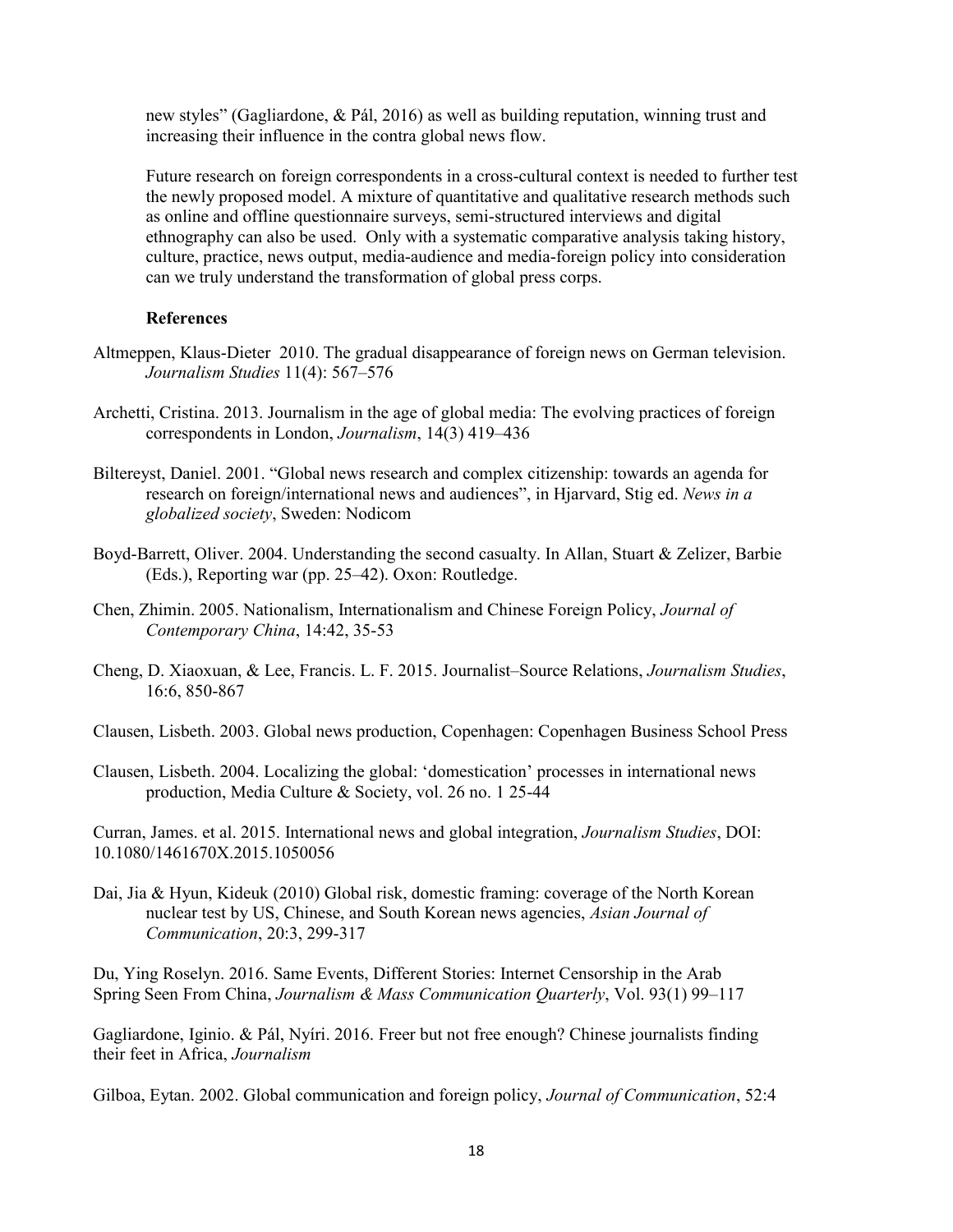new styles" (Gagliardone, & Pál, 2016) as well as building reputation, winning trust and increasing their influence in the contra global news flow.

Future research on foreign correspondents in a cross-cultural context is needed to further test the newly proposed model. A mixture of quantitative and qualitative research methods such as online and offline questionnaire surveys, semi-structured interviews and digital ethnography can also be used. Only with a systematic comparative analysis taking history, culture, practice, news output, media-audience and media-foreign policy into consideration can we truly understand the transformation of global press corps.

**References**

Altmeppen, Klaus-Dieter 2010. The gradual disappearance of foreign news on German television. *Journalism Studies* 11(4): 567–576

Archetti, Cristina. 2013. Journalism in the age of global media: The evolving practices of foreign correspondents in London, *Journalism*, 14(3) 419–436

Biltereyst, Daniel. 2001. "Global news research and complex citizenship: towards an agenda for research on foreign/international news and audiences", in Hjarvard, Stig ed. *News in a globalized society*, Sweden: Nodicom

Boyd-Barrett, Oliver. 2004. Understanding the second casualty. In Allan, Stuart & Zelizer, Barbie (Eds.), Reporting war (pp. 25–42). Oxon: Routledge.

Chen, Zhimin. 2005. Nationalism, Internationalism and Chinese Foreign Policy, *Journal of Contemporary China*, 14:42, 35-53

Cheng, D. Xiaoxuan, & Lee, Francis. L. F. 2015. Journalist–Source Relations, *Journalism Studies*, 16:6, 850-867

Clausen, Lisbeth. 2003. Global news production, Copenhagen: Copenhagen Business School Press

Clausen, Lisbeth. 2004. Localizing the global: 'domestication' processes in international news production, Media Culture & Society, vol. 26 no. 1 25-44

Curran, James. et al. 2015. International news and global integration, *Journalism Studies*, DOI: 10.1080/1461670X.2015.1050056

Dai, Jia & Hyun, Kideuk (2010) Global risk, domestic framing: coverage of the North Korean nuclear test by US, Chinese, and South Korean news agencies, *Asian Journal of Communication*, 20:3, 299-317

Du, Ying Roselyn. 2016. Same Events, Different Stories: Internet Censorship in the Arab Spring Seen From China, *Journalism & Mass Communication Quarterly*, Vol. 93(1) 99–117

Gagliardone, Iginio. & Pál, Nyíri. 2016. Freer but not free enough? Chinese journalists finding their feet in Africa, *Journalism*

Gilboa, Eytan. 2002. Global communication and foreign policy, *Journal of Communication*, 52:4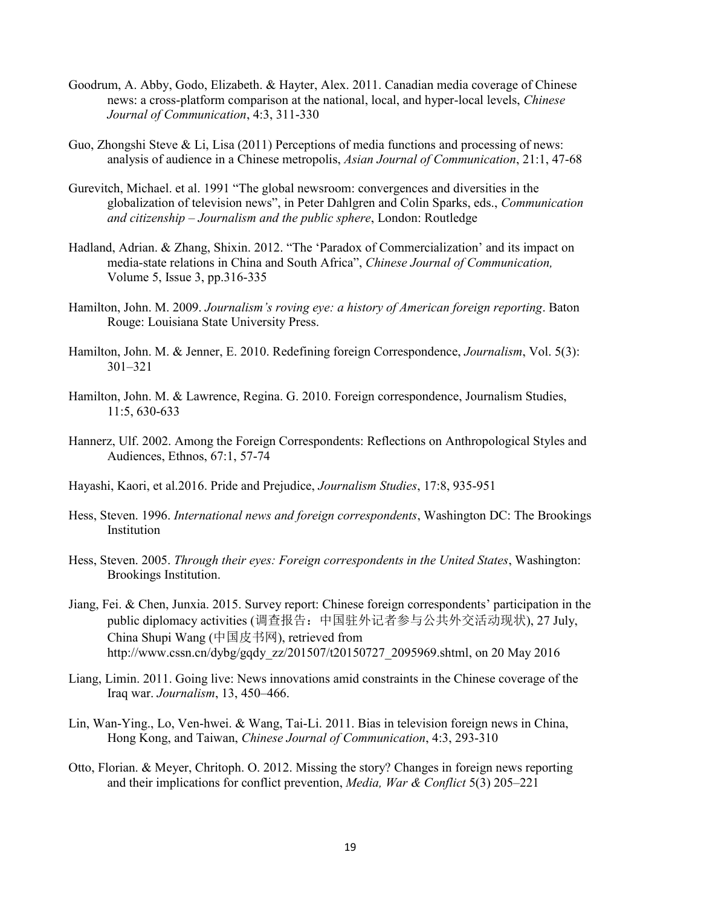Goodrum, A. Abby, Godo, Elizabeth. & Hayter, Alex. 2011. Canadian media coverage of Chinese news: a cross-platform comparison at the national, local, and hyper-local levels, *Chinese Journal of Communication*, 4:3, 311-330

Guo, Zhongshi Steve & Li, Lisa (2011) Perceptions of media functions and processing of news: analysis of audience in a Chinese metropolis, *Asian Journal of Communication*, 21:1, 47-68

Gurevitch, Michael. et al. 1991 "The global newsroom: convergences and diversities in the globalization of television news", in Peter Dahlgren and Colin Sparks, eds., *Communication and citizenship – Journalism and the public sphere*, London: Routledge

Hadland, Adrian. & Zhang, Shixin. 2012. "The 'Paradox of Commercialization' and its impact on media-state relations in China and South Africa", *Chinese Journal of Communication,* Volume 5, Issue 3, pp.316-335

Hamilton, John. M. 2009. *Journalism's roving eye: a history of American foreign reporting*. Baton Rouge: Louisiana State University Press.

Hamilton, John. M. & Jenner, E. 2010. Redefining foreign Correspondence, *Journalism*, Vol. 5(3): 301–321

Hamilton, John. M. & Lawrence, Regina. G. 2010. Foreign correspondence, Journalism Studies, 11:5, 630-633

Hannerz, Ulf. 2002. Among the Foreign Correspondents: Reflections on Anthropological Styles and Audiences, Ethnos, 67:1, 57-74

Hayashi, Kaori, et al.2016. Pride and Prejudice, *Journalism Studies*, 17:8, 935-951

Hess, Steven. 1996. *International news and foreign correspondents*, Washington DC: The Brookings Institution

Hess, Steven. 2005. *Through their eyes: Foreign correspondents in the United States*, Washington: Brookings Institution.

Jiang, Fei. & Chen, Junxia. 2015. Survey report: Chinese foreign correspondents' participation in the public diplomacy activities (调查报告：中国驻外记者参与公共外交活动现状), 27 July, China Shupi Wang (中国皮书网), retrieved from http://www.cssn.cn/dybg/gqdy_zz/201507/t20150727_2095969.shtml, on 20 May 2016

Liang, Limin. 2011. Going live: News innovations amid constraints in the Chinese coverage of the Iraq war. *Journalism*, 13, 450–466.

Lin, Wan-Ying., Lo, Ven-hwei. & Wang, Tai-Li. 2011. Bias in television foreign news in China, Hong Kong, and Taiwan, *Chinese Journal of Communication*, 4:3, 293-310

Otto, Florian. & Meyer, Chritoph. O. 2012. Missing the story? Changes in foreign news reporting and their implications for conflict prevention, *Media, War & Conflict* 5(3) 205–221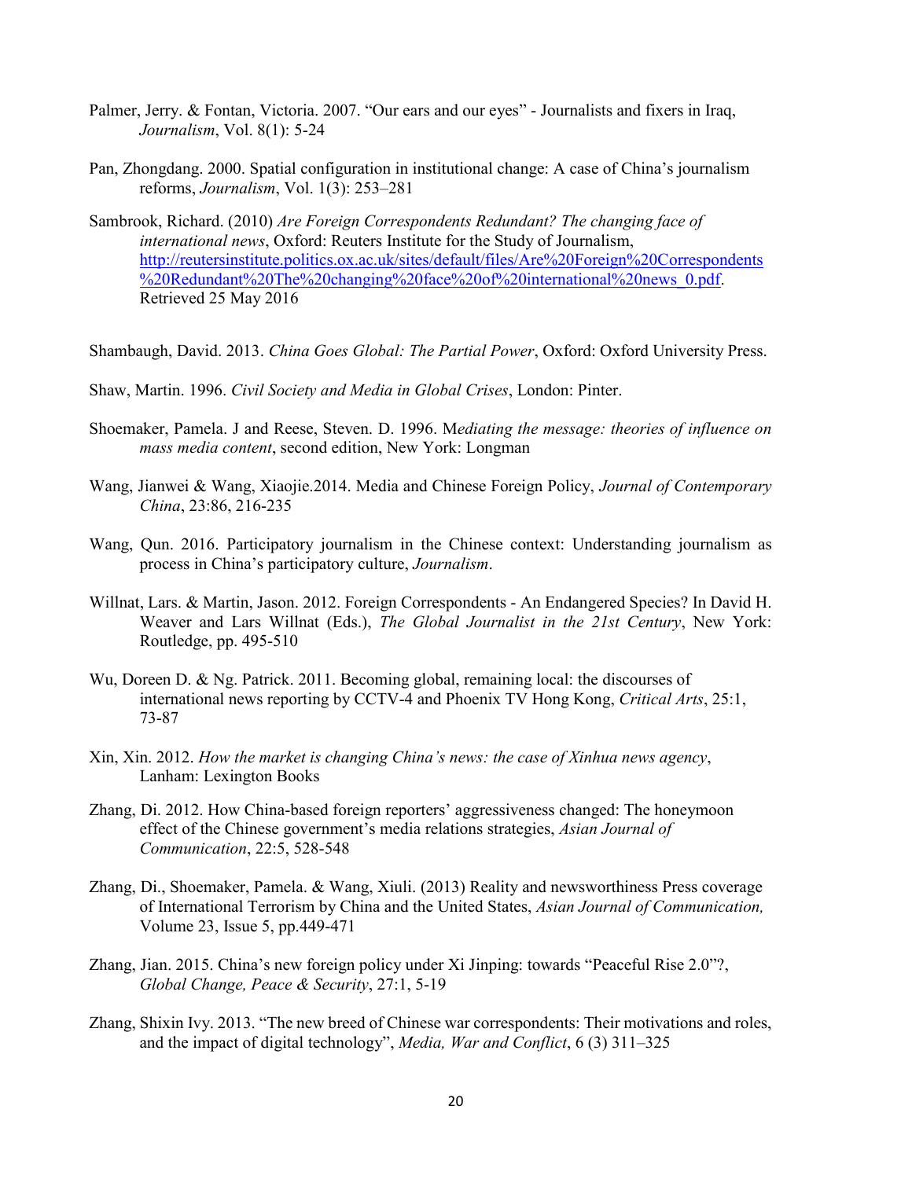Palmer, Jerry. & Fontan, Victoria. 2007. "Our ears and our eyes" - Journalists and fixers in Iraq, *Journalism*, Vol. 8(1): 5-24

Pan, Zhongdang. 2000. Spatial configuration in institutional change: A case of China's journalism reforms, *Journalism*, Vol. 1(3): 253–281

Sambrook, Richard. (2010) *Are Foreign Correspondents Redundant? The changing face of international news*, Oxford: Reuters Institute for the Study of Journalism, http://reutersinstitute.politics.ox.ac.uk/sites/default/files/Are%20Foreign%20Correspondents%20Redundant%20The%20changing%20face%20of%20international%20news_0.pdf. Retrieved 25 May 2016

Shambaugh, David. 2013. *China Goes Global: The Partial Power*, Oxford: Oxford University Press.

Shaw, Martin. 1996. *Civil Society and Media in Global Crises*, London: Pinter.

Shoemaker, Pamela. J and Reese, Steven. D. 1996. M*ediating the message: theories of influence on mass media content*, second edition, New York: Longman

Wang, Jianwei & Wang, Xiaojie.2014. Media and Chinese Foreign Policy, *Journal of Contemporary China*, 23:86, 216-235

Wang, Qun. 2016. Participatory journalism in the Chinese context: Understanding journalism as process in China's participatory culture, *Journalism*.

Willnat, Lars. & Martin, Jason. 2012. Foreign Correspondents - An Endangered Species? In David H. Weaver and Lars Willnat (Eds.), *The Global Journalist in the 21st Century*, New York: Routledge, pp. 495-510

Wu, Doreen D. & Ng. Patrick. 2011. Becoming global, remaining local: the discourses of international news reporting by CCTV-4 and Phoenix TV Hong Kong, *Critical Arts*, 25:1, 73-87

Xin, Xin. 2012. *How the market is changing China's news: the case of Xinhua news agency*, Lanham: Lexington Books

Zhang, Di. 2012. How China-based foreign reporters' aggressiveness changed: The honeymoon effect of the Chinese government's media relations strategies, *Asian Journal of Communication*, 22:5, 528-548

Zhang, Di., Shoemaker, Pamela. & Wang, Xiuli. (2013) Reality and newsworthiness Press coverage of International Terrorism by China and the United States, *Asian Journal of Communication,* Volume 23, Issue 5, pp.449-471

Zhang, Jian. 2015. China's new foreign policy under Xi Jinping: towards "Peaceful Rise 2.0"?, *Global Change, Peace & Security*, 27:1, 5-19

Zhang, Shixin Ivy. 2013. "The new breed of Chinese war correspondents: Their motivations and roles, and the impact of digital technology", *Media, War and Conflict*, 6 (3) 311–325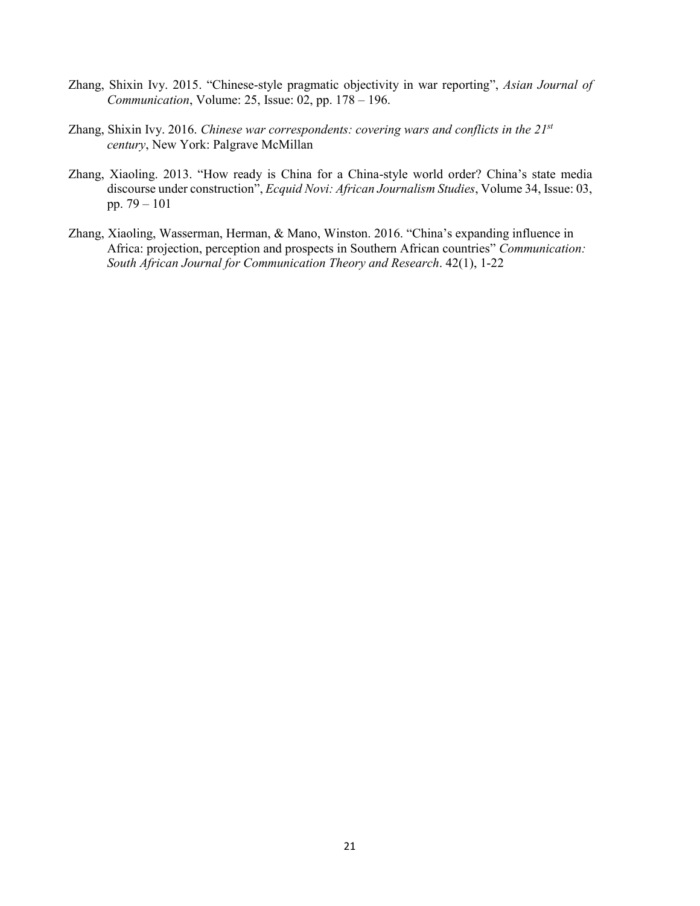Zhang, Shixin Ivy. 2015. "Chinese-style pragmatic objectivity in war reporting", *Asian Journal of Communication*, Volume: 25, Issue: 02, pp. 178 – 196.

Zhang, Shixin Ivy. 2016. *Chinese war correspondents: covering wars and conflicts in the 21st century*, New York: Palgrave McMillan

Zhang, Xiaoling. 2013. "How ready is China for a China-style world order? China's state media discourse under construction", *Ecquid Novi: African Journalism Studies*, Volume 34, Issue: 03, pp. 79 – 101

Zhang, Xiaoling, Wasserman, Herman, & Mano, Winston. 2016. "China's expanding influence in Africa: projection, perception and prospects in Southern African countries" *Communication: South African Journal for Communication Theory and Research*. 42(1), 1-22